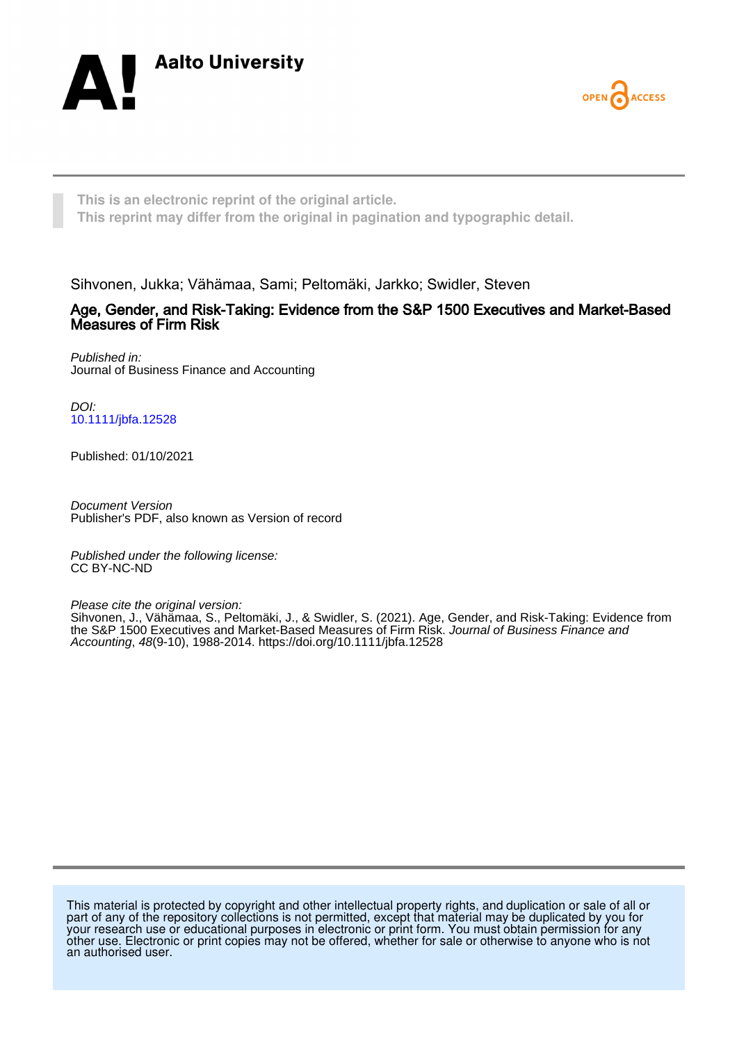Aalto University

OPEN ACCESS

This is an electronic reprint of the original article.
This reprint may differ from the original in pagination and typographic detail.

Sihvonen, Jukka; Vähämaa, Sami; Peltomäki, Jarkko; Swidler, Steven

# Age, Gender, and Risk-Taking: Evidence from the S&P 1500 Executives and Market-Based Measures of Firm Risk

*Published in:*
Journal of Business Finance and Accounting

*DOI:*
10.1111/jbfa.12528

Published: 01/10/2021

*Document Version*
Publisher's PDF, also known as Version of record

*Published under the following license:*
CC BY-NC-ND

*Please cite the original version:*
Sihvonen, J., Vähämaa, S., Peltomäki, J., & Swidler, S. (2021). Age, Gender, and Risk-Taking: Evidence from the S&P 1500 Executives and Market-Based Measures of Firm Risk. *Journal of Business Finance and Accounting*, *48*(9-10), 1988-2014. https://doi.org/10.1111/jbfa.12528

This material is protected by copyright and other intellectual property rights, and duplication or sale of all or part of any of the repository collections is not permitted, except that material may be duplicated by you for your research use or educational purposes in electronic or print form. You must obtain permission for any other use. Electronic or print copies may not be offered, whether for sale or otherwise to anyone who is not an authorised user.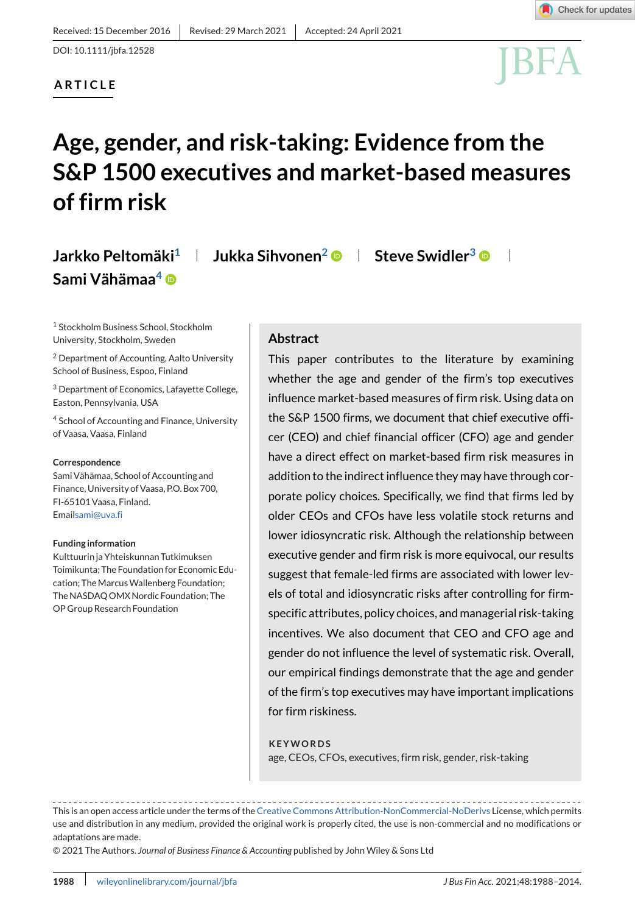Received: 15 December 2016 | Revised: 29 March 2021 | Accepted: 24 April 2021

DOI: 10.1111/jbfa.12528

**ARTICLE**

# Age, gender, and risk-taking: Evidence from the S&P 1500 executives and market-based measures of firm risk

**Jarkko Peltomäki**[1] | **Jukka Sihvonen**[2] | **Steve Swidler**[3] | **Sami Vähämaa**[4]

[1] Stockholm Business School, Stockholm University, Stockholm, Sweden

[2] Department of Accounting, Aalto University School of Business, Espoo, Finland

[3] Department of Economics, Lafayette College, Easton, Pennsylvania, USA

[4] School of Accounting and Finance, University of Vaasa, Vaasa, Finland

**Correspondence**
Sami Vähämaa, School of Accounting and Finance, University of Vaasa, P.O. Box 700, FI-65101 Vaasa, Finland.
Emailsami@uva.fi

**Funding information**
Kulttuurin ja Yhteiskunnan Tutkimuksen Toimikunta; The Foundation for Economic Education; The Marcus Wallenberg Foundation; The NASDAQ OMX Nordic Foundation; The OP Group Research Foundation

## Abstract

This paper contributes to the literature by examining whether the age and gender of the firm's top executives influence market-based measures of firm risk. Using data on the S&P 1500 firms, we document that chief executive officer (CEO) and chief financial officer (CFO) age and gender have a direct effect on market-based firm risk measures in addition to the indirect influence they may have through corporate policy choices. Specifically, we find that firms led by older CEOs and CFOs have less volatile stock returns and lower idiosyncratic risk. Although the relationship between executive gender and firm risk is more equivocal, our results suggest that female-led firms are associated with lower levels of total and idiosyncratic risks after controlling for firm-specific attributes, policy choices, and managerial risk-taking incentives. We also document that CEO and CFO age and gender do not influence the level of systematic risk. Overall, our empirical findings demonstrate that the age and gender of the firm's top executives may have important implications for firm riskiness.

**KEYWORDS**
age, CEOs, CFOs, executives, firm risk, gender, risk-taking

This is an open access article under the terms of the Creative Commons Attribution-NonCommercial-NoDerivs License, which permits use and distribution in any medium, provided the original work is properly cited, the use is non-commercial and no modifications or adaptations are made.

© 2021 The Authors. *Journal of Business Finance & Accounting* published by John Wiley & Sons Ltd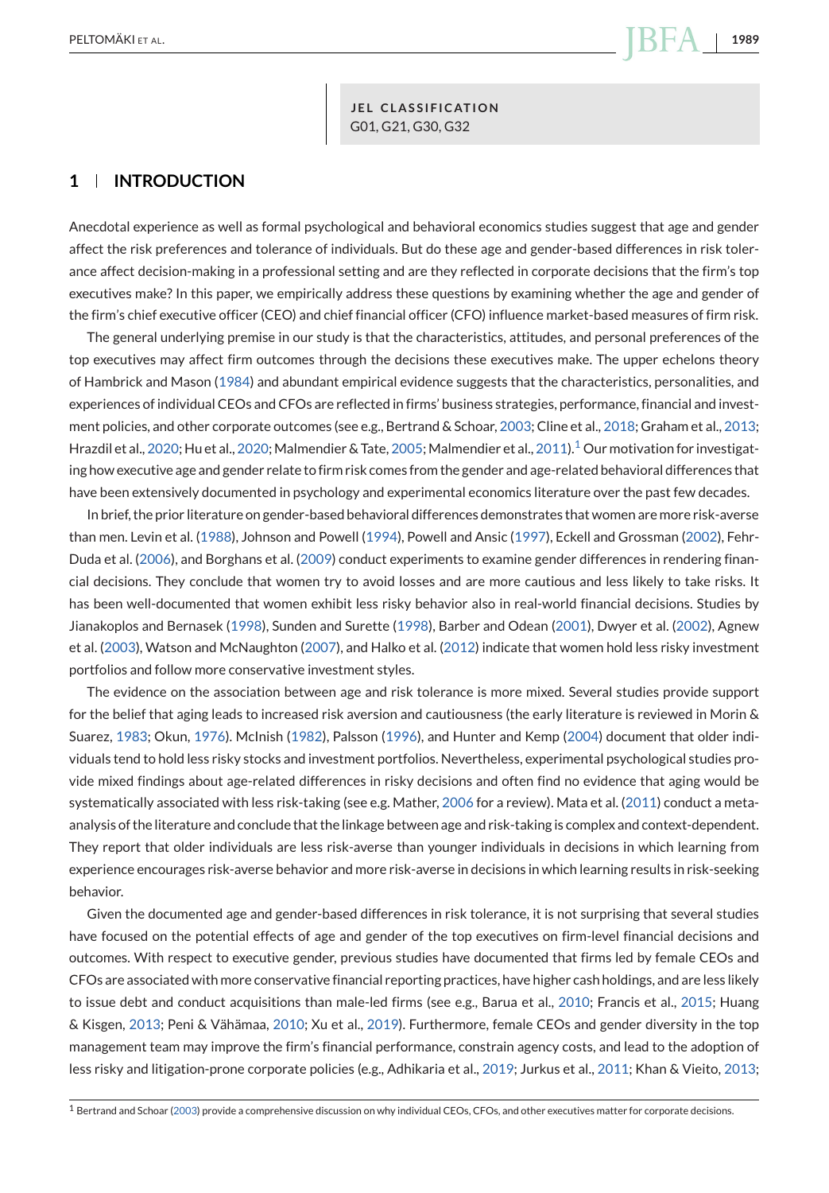**JEL CLASSIFICATION**
G01, G21, G30, G32

## 1 | INTRODUCTION

Anecdotal experience as well as formal psychological and behavioral economics studies suggest that age and gender affect the risk preferences and tolerance of individuals. But do these age and gender-based differences in risk tolerance affect decision-making in a professional setting and are they reflected in corporate decisions that the firm's top executives make? In this paper, we empirically address these questions by examining whether the age and gender of the firm's chief executive officer (CEO) and chief financial officer (CFO) influence market-based measures of firm risk.

The general underlying premise in our study is that the characteristics, attitudes, and personal preferences of the top executives may affect firm outcomes through the decisions these executives make. The upper echelons theory of Hambrick and Mason (1984) and abundant empirical evidence suggests that the characteristics, personalities, and experiences of individual CEOs and CFOs are reflected in firms' business strategies, performance, financial and investment policies, and other corporate outcomes (see e.g., Bertrand & Schoar, 2003; Cline et al., 2018; Graham et al., 2013; Hrazdil et al., 2020; Hu et al., 2020; Malmendier & Tate, 2005; Malmendier et al., 2011).[1] Our motivation for investigating how executive age and gender relate to firm risk comes from the gender and age-related behavioral differences that have been extensively documented in psychology and experimental economics literature over the past few decades.

In brief, the prior literature on gender-based behavioral differences demonstrates that women are more risk-averse than men. Levin et al. (1988), Johnson and Powell (1994), Powell and Ansic (1997), Eckell and Grossman (2002), Fehr-Duda et al. (2006), and Borghans et al. (2009) conduct experiments to examine gender differences in rendering financial decisions. They conclude that women try to avoid losses and are more cautious and less likely to take risks. It has been well-documented that women exhibit less risky behavior also in real-world financial decisions. Studies by Jianakoplos and Bernasek (1998), Sunden and Surette (1998), Barber and Odean (2001), Dwyer et al. (2002), Agnew et al. (2003), Watson and McNaughton (2007), and Halko et al. (2012) indicate that women hold less risky investment portfolios and follow more conservative investment styles.

The evidence on the association between age and risk tolerance is more mixed. Several studies provide support for the belief that aging leads to increased risk aversion and cautiousness (the early literature is reviewed in Morin & Suarez, 1983; Okun, 1976). McInish (1982), Palsson (1996), and Hunter and Kemp (2004) document that older individuals tend to hold less risky stocks and investment portfolios. Nevertheless, experimental psychological studies provide mixed findings about age-related differences in risky decisions and often find no evidence that aging would be systematically associated with less risk-taking (see e.g. Mather, 2006 for a review). Mata et al. (2011) conduct a meta-analysis of the literature and conclude that the linkage between age and risk-taking is complex and context-dependent. They report that older individuals are less risk-averse than younger individuals in decisions in which learning from experience encourages risk-averse behavior and more risk-averse in decisions in which learning results in risk-seeking behavior.

Given the documented age and gender-based differences in risk tolerance, it is not surprising that several studies have focused on the potential effects of age and gender of the top executives on firm-level financial decisions and outcomes. With respect to executive gender, previous studies have documented that firms led by female CEOs and CFOs are associated with more conservative financial reporting practices, have higher cash holdings, and are less likely to issue debt and conduct acquisitions than male-led firms (see e.g., Barua et al., 2010; Francis et al., 2015; Huang & Kisgen, 2013; Peni & Vähämaa, 2010; Xu et al., 2019). Furthermore, female CEOs and gender diversity in the top management team may improve the firm's financial performance, constrain agency costs, and lead to the adoption of less risky and litigation-prone corporate policies (e.g., Adhikaria et al., 2019; Jurkus et al., 2011; Khan & Vieito, 2013;

[1] Bertrand and Schoar (2003) provide a comprehensive discussion on why individual CEOs, CFOs, and other executives matter for corporate decisions.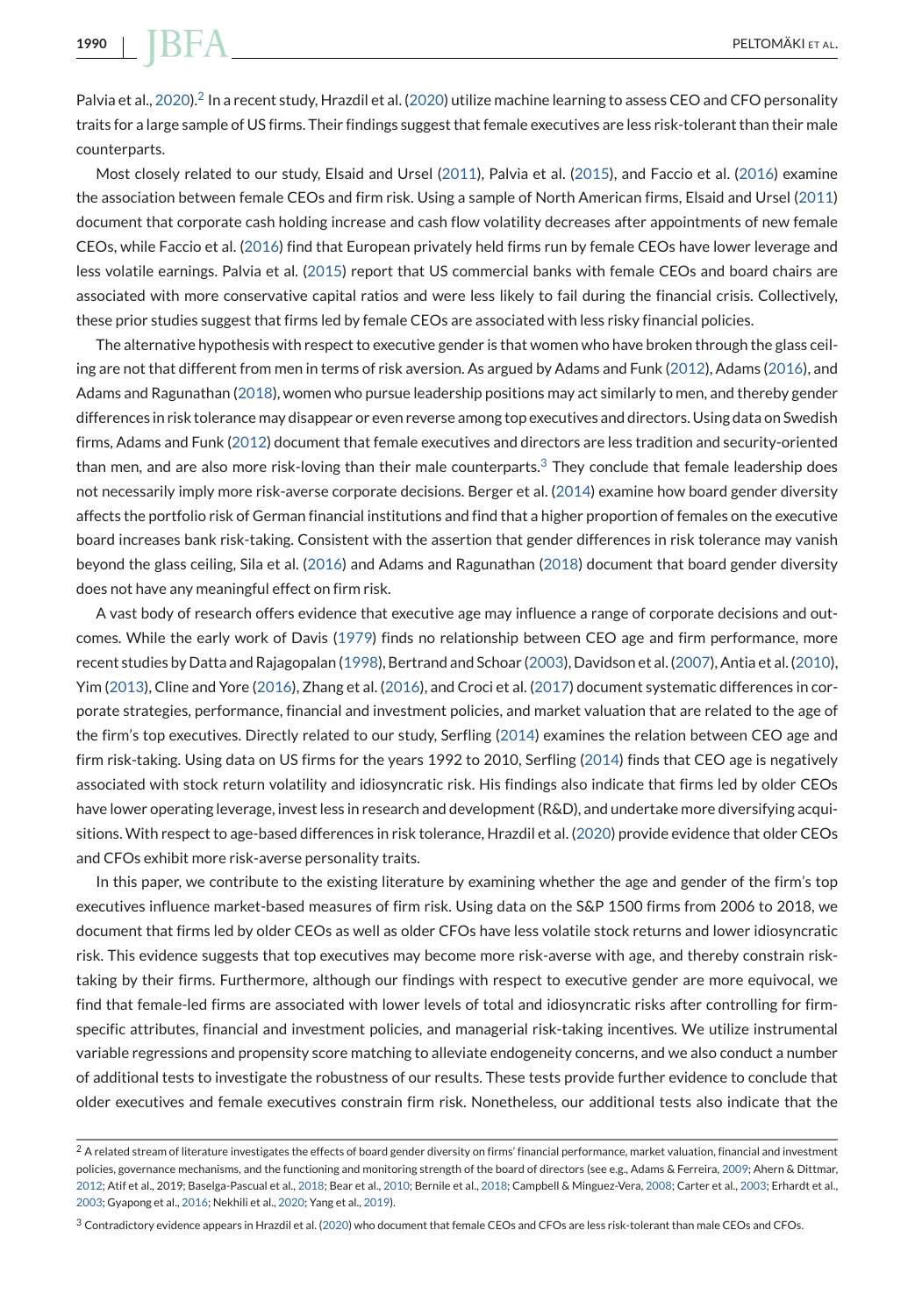Palvia et al., 2020).[2] In a recent study, Hrazdil et al. (2020) utilize machine learning to assess CEO and CFO personality traits for a large sample of US firms. Their findings suggest that female executives are less risk-tolerant than their male counterparts.

Most closely related to our study, Elsaid and Ursel (2011), Palvia et al. (2015), and Faccio et al. (2016) examine the association between female CEOs and firm risk. Using a sample of North American firms, Elsaid and Ursel (2011) document that corporate cash holding increase and cash flow volatility decreases after appointments of new female CEOs, while Faccio et al. (2016) find that European privately held firms run by female CEOs have lower leverage and less volatile earnings. Palvia et al. (2015) report that US commercial banks with female CEOs and board chairs are associated with more conservative capital ratios and were less likely to fail during the financial crisis. Collectively, these prior studies suggest that firms led by female CEOs are associated with less risky financial policies.

The alternative hypothesis with respect to executive gender is that women who have broken through the glass ceiling are not that different from men in terms of risk aversion. As argued by Adams and Funk (2012), Adams (2016), and Adams and Ragunathan (2018), women who pursue leadership positions may act similarly to men, and thereby gender differences in risk tolerance may disappear or even reverse among top executives and directors. Using data on Swedish firms, Adams and Funk (2012) document that female executives and directors are less tradition and security-oriented than men, and are also more risk-loving than their male counterparts.[3] They conclude that female leadership does not necessarily imply more risk-averse corporate decisions. Berger et al. (2014) examine how board gender diversity affects the portfolio risk of German financial institutions and find that a higher proportion of females on the executive board increases bank risk-taking. Consistent with the assertion that gender differences in risk tolerance may vanish beyond the glass ceiling, Sila et al. (2016) and Adams and Ragunathan (2018) document that board gender diversity does not have any meaningful effect on firm risk.

A vast body of research offers evidence that executive age may influence a range of corporate decisions and outcomes. While the early work of Davis (1979) finds no relationship between CEO age and firm performance, more recent studies by Datta and Rajagopalan (1998), Bertrand and Schoar (2003), Davidson et al. (2007), Antia et al. (2010), Yim (2013), Cline and Yore (2016), Zhang et al. (2016), and Croci et al. (2017) document systematic differences in corporate strategies, performance, financial and investment policies, and market valuation that are related to the age of the firm's top executives. Directly related to our study, Serfling (2014) examines the relation between CEO age and firm risk-taking. Using data on US firms for the years 1992 to 2010, Serfling (2014) finds that CEO age is negatively associated with stock return volatility and idiosyncratic risk. His findings also indicate that firms led by older CEOs have lower operating leverage, invest less in research and development (R&D), and undertake more diversifying acquisitions. With respect to age-based differences in risk tolerance, Hrazdil et al. (2020) provide evidence that older CEOs and CFOs exhibit more risk-averse personality traits.

In this paper, we contribute to the existing literature by examining whether the age and gender of the firm's top executives influence market-based measures of firm risk. Using data on the S&P 1500 firms from 2006 to 2018, we document that firms led by older CEOs as well as older CFOs have less volatile stock returns and lower idiosyncratic risk. This evidence suggests that top executives may become more risk-averse with age, and thereby constrain risk-taking by their firms. Furthermore, although our findings with respect to executive gender are more equivocal, we find that female-led firms are associated with lower levels of total and idiosyncratic risks after controlling for firm-specific attributes, financial and investment policies, and managerial risk-taking incentives. We utilize instrumental variable regressions and propensity score matching to alleviate endogeneity concerns, and we also conduct a number of additional tests to investigate the robustness of our results. These tests provide further evidence to conclude that older executives and female executives constrain firm risk. Nonetheless, our additional tests also indicate that the

[2] A related stream of literature investigates the effects of board gender diversity on firms' financial performance, market valuation, financial and investment policies, governance mechanisms, and the functioning and monitoring strength of the board of directors (see e.g., Adams & Ferreira, 2009; Ahern & Dittmar, 2012; Atif et al., 2019; Baselga-Pascual et al., 2018; Bear et al., 2010; Bernile et al., 2018; Campbell & Minguez-Vera, 2008; Carter et al., 2003; Erhardt et al., 2003; Gyapong et al., 2016; Nekhili et al., 2020; Yang et al., 2019).

[3] Contradictory evidence appears in Hrazdil et al. (2020) who document that female CEOs and CFOs are less risk-tolerant than male CEOs and CFOs.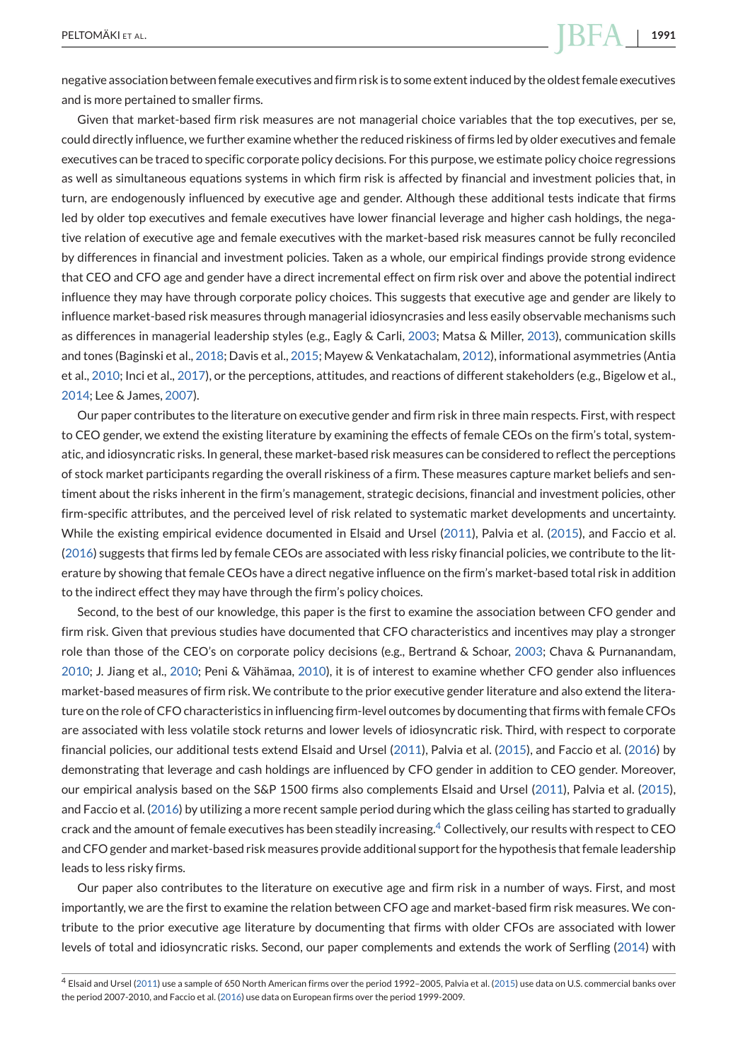negative association between female executives and firm risk is to some extent induced by the oldest female executives and is more pertained to smaller firms.

Given that market-based firm risk measures are not managerial choice variables that the top executives, per se, could directly influence, we further examine whether the reduced riskiness of firms led by older executives and female executives can be traced to specific corporate policy decisions. For this purpose, we estimate policy choice regressions as well as simultaneous equations systems in which firm risk is affected by financial and investment policies that, in turn, are endogenously influenced by executive age and gender. Although these additional tests indicate that firms led by older top executives and female executives have lower financial leverage and higher cash holdings, the negative relation of executive age and female executives with the market-based risk measures cannot be fully reconciled by differences in financial and investment policies. Taken as a whole, our empirical findings provide strong evidence that CEO and CFO age and gender have a direct incremental effect on firm risk over and above the potential indirect influence they may have through corporate policy choices. This suggests that executive age and gender are likely to influence market-based risk measures through managerial idiosyncrasies and less easily observable mechanisms such as differences in managerial leadership styles (e.g., Eagly & Carli, 2003; Matsa & Miller, 2013), communication skills and tones (Baginski et al., 2018; Davis et al., 2015; Mayew & Venkatachalam, 2012), informational asymmetries (Antia et al., 2010; Inci et al., 2017), or the perceptions, attitudes, and reactions of different stakeholders (e.g., Bigelow et al., 2014; Lee & James, 2007).

Our paper contributes to the literature on executive gender and firm risk in three main respects. First, with respect to CEO gender, we extend the existing literature by examining the effects of female CEOs on the firm's total, systematic, and idiosyncratic risks. In general, these market-based risk measures can be considered to reflect the perceptions of stock market participants regarding the overall riskiness of a firm. These measures capture market beliefs and sentiment about the risks inherent in the firm's management, strategic decisions, financial and investment policies, other firm-specific attributes, and the perceived level of risk related to systematic market developments and uncertainty. While the existing empirical evidence documented in Elsaid and Ursel (2011), Palvia et al. (2015), and Faccio et al. (2016) suggests that firms led by female CEOs are associated with less risky financial policies, we contribute to the literature by showing that female CEOs have a direct negative influence on the firm's market-based total risk in addition to the indirect effect they may have through the firm's policy choices.

Second, to the best of our knowledge, this paper is the first to examine the association between CFO gender and firm risk. Given that previous studies have documented that CFO characteristics and incentives may play a stronger role than those of the CEO's on corporate policy decisions (e.g., Bertrand & Schoar, 2003; Chava & Purnanandam, 2010; J. Jiang et al., 2010; Peni & Vähämaa, 2010), it is of interest to examine whether CFO gender also influences market-based measures of firm risk. We contribute to the prior executive gender literature and also extend the literature on the role of CFO characteristics in influencing firm-level outcomes by documenting that firms with female CFOs are associated with less volatile stock returns and lower levels of idiosyncratic risk. Third, with respect to corporate financial policies, our additional tests extend Elsaid and Ursel (2011), Palvia et al. (2015), and Faccio et al. (2016) by demonstrating that leverage and cash holdings are influenced by CFO gender in addition to CEO gender. Moreover, our empirical analysis based on the S&P 1500 firms also complements Elsaid and Ursel (2011), Palvia et al. (2015), and Faccio et al. (2016) by utilizing a more recent sample period during which the glass ceiling has started to gradually crack and the amount of female executives has been steadily increasing.[4] Collectively, our results with respect to CEO and CFO gender and market-based risk measures provide additional support for the hypothesis that female leadership leads to less risky firms.

Our paper also contributes to the literature on executive age and firm risk in a number of ways. First, and most importantly, we are the first to examine the relation between CFO age and market-based firm risk measures. We contribute to the prior executive age literature by documenting that firms with older CFOs are associated with lower levels of total and idiosyncratic risks. Second, our paper complements and extends the work of Serfling (2014) with

[4] Elsaid and Ursel (2011) use a sample of 650 North American firms over the period 1992–2005, Palvia et al. (2015) use data on U.S. commercial banks over the period 2007-2010, and Faccio et al. (2016) use data on European firms over the period 1999-2009.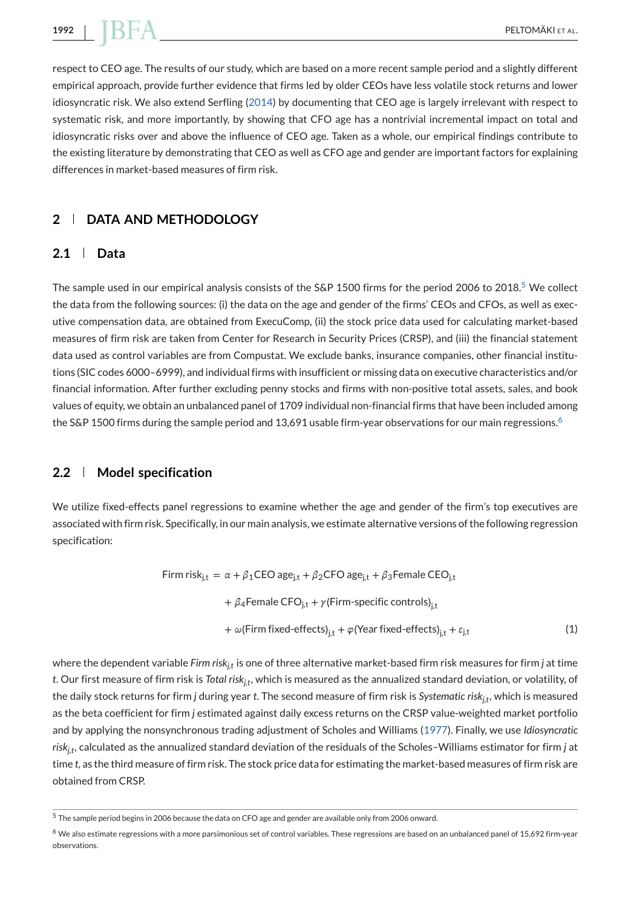respect to CEO age. The results of our study, which are based on a more recent sample period and a slightly different empirical approach, provide further evidence that firms led by older CEOs have less volatile stock returns and lower idiosyncratic risk. We also extend Serfling (2014) by documenting that CEO age is largely irrelevant with respect to systematic risk, and more importantly, by showing that CFO age has a nontrivial incremental impact on total and idiosyncratic risks over and above the influence of CEO age. Taken as a whole, our empirical findings contribute to the existing literature by demonstrating that CEO as well as CFO age and gender are important factors for explaining differences in market-based measures of firm risk.

## 2 DATA AND METHODOLOGY

### 2.1 Data

The sample used in our empirical analysis consists of the S&P 1500 firms for the period 2006 to 2018.[5] We collect the data from the following sources: (i) the data on the age and gender of the firms' CEOs and CFOs, as well as executive compensation data, are obtained from ExecuComp, (ii) the stock price data used for calculating market-based measures of firm risk are taken from Center for Research in Security Prices (CRSP), and (iii) the financial statement data used as control variables are from Compustat. We exclude banks, insurance companies, other financial institutions (SIC codes 6000–6999), and individual firms with insufficient or missing data on executive characteristics and/or financial information. After further excluding penny stocks and firms with non-positive total assets, sales, and book values of equity, we obtain an unbalanced panel of 1709 individual non-financial firms that have been included among the S&P 1500 firms during the sample period and 13,691 usable firm-year observations for our main regressions.[6]

### 2.2 Model specification

We utilize fixed-effects panel regressions to examine whether the age and gender of the firm's top executives are associated with firm risk. Specifically, in our main analysis, we estimate alternative versions of the following regression specification:

$$
\begin{aligned}
\text{Firm risk}_{j,t} = \ & \alpha + \beta_1 \text{CEO age}_{j,t} + \beta_2 \text{CFO age}_{j,t} + \beta_3 \text{Female CEO}_{j,t} \\
& + \beta_4 \text{Female CFO}_{j,t} + \gamma (\text{Firm-specific controls})_{j,t} \\
& + \omega (\text{Firm fixed-effects})_{j,t} + \varphi (\text{Year fixed-effects})_{j,t} + \varepsilon_{j,t} \qquad (1)
\end{aligned}
$$

where the dependent variable *Firm risk*$_{j,t}$ is one of three alternative market-based firm risk measures for firm *j* at time *t*. Our first measure of firm risk is *Total risk*$_{j,t}$, which is measured as the annualized standard deviation, or volatility, of the daily stock returns for firm *j* during year *t*. The second measure of firm risk is *Systematic risk*$_{j,t}$, which is measured as the beta coefficient for firm *j* estimated against daily excess returns on the CRSP value-weighted market portfolio and by applying the nonsynchronous trading adjustment of Scholes and Williams (1977). Finally, we use *Idiosyncratic risk*$_{j,t}$, calculated as the annualized standard deviation of the residuals of the Scholes–Williams estimator for firm *j* at time *t*, as the third measure of firm risk. The stock price data for estimating the market-based measures of firm risk are obtained from CRSP.

[5] The sample period begins in 2006 because the data on CFO age and gender are available only from 2006 onward.

[6] We also estimate regressions with a more parsimonious set of control variables. These regressions are based on an unbalanced panel of 15,692 firm-year observations.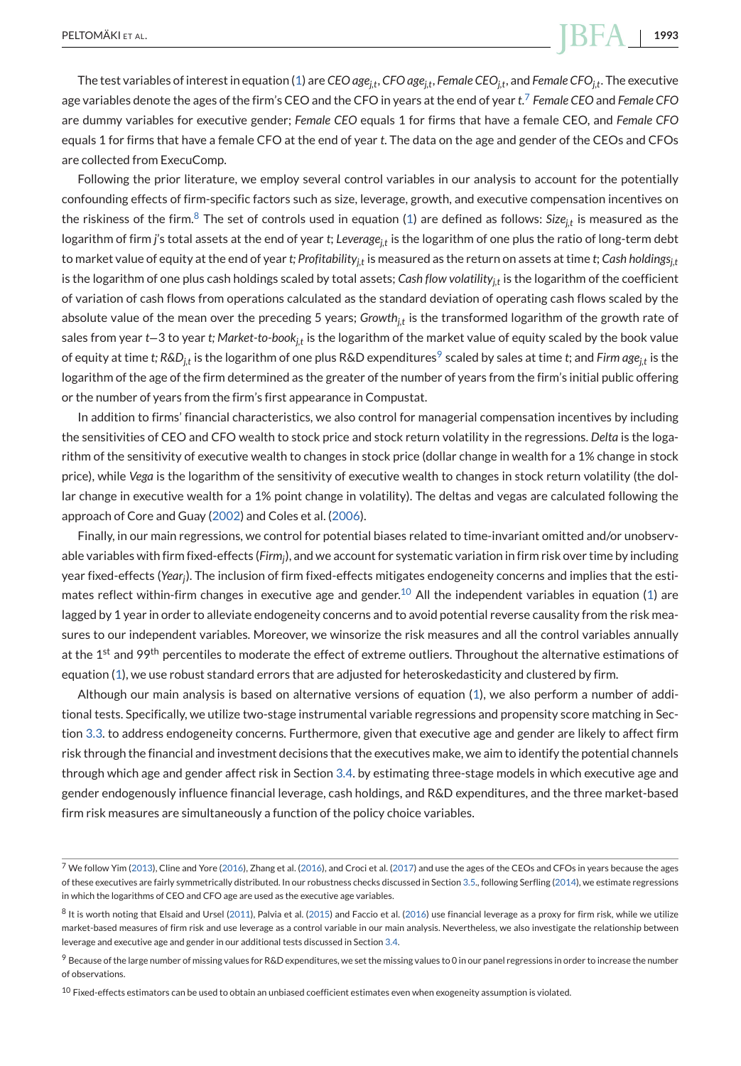The test variables of interest in equation (1) are *CEO age*$_{j,t}$, *CFO age*$_{j,t}$, *Female CEO*$_{j,t}$, and *Female CFO*$_{j,t}$. The executive age variables denote the ages of the firm's CEO and the CFO in years at the end of year *t*.[7] *Female CEO* and *Female CFO* are dummy variables for executive gender; *Female CEO* equals 1 for firms that have a female CEO, and *Female CFO* equals 1 for firms that have a female CFO at the end of year *t*. The data on the age and gender of the CEOs and CFOs are collected from ExecuComp.

Following the prior literature, we employ several control variables in our analysis to account for the potentially confounding effects of firm-specific factors such as size, leverage, growth, and executive compensation incentives on the riskiness of the firm.[8] The set of controls used in equation (1) are defined as follows: *Size*$_{j,t}$ is measured as the logarithm of firm *j*'s total assets at the end of year *t*; *Leverage*$_{j,t}$ is the logarithm of one plus the ratio of long-term debt to market value of equity at the end of year *t*; *Profitability*$_{j,t}$ is measured as the return on assets at time *t*; *Cash holdings*$_{j,t}$ is the logarithm of one plus cash holdings scaled by total assets; *Cash flow volatility*$_{j,t}$ is the logarithm of the coefficient of variation of cash flows from operations calculated as the standard deviation of operating cash flows scaled by the absolute value of the mean over the preceding 5 years; *Growth*$_{j,t}$ is the transformed logarithm of the growth rate of sales from year *t*−3 to year *t*; *Market-to-book*$_{j,t}$ is the logarithm of the market value of equity scaled by the book value of equity at time *t*; *R&D*$_{j,t}$ is the logarithm of one plus R&D expenditures[9] scaled by sales at time *t*; and *Firm age*$_{j,t}$ is the logarithm of the age of the firm determined as the greater of the number of years from the firm's initial public offering or the number of years from the firm's first appearance in Compustat.

In addition to firms' financial characteristics, we also control for managerial compensation incentives by including the sensitivities of CEO and CFO wealth to stock price and stock return volatility in the regressions. *Delta* is the logarithm of the sensitivity of executive wealth to changes in stock price (dollar change in wealth for a 1% change in stock price), while *Vega* is the logarithm of the sensitivity of executive wealth to changes in stock return volatility (the dollar change in executive wealth for a 1% point change in volatility). The deltas and vegas are calculated following the approach of Core and Guay (2002) and Coles et al. (2006).

Finally, in our main regressions, we control for potential biases related to time-invariant omitted and/or unobservable variables with firm fixed-effects (*Firm*$_j$), and we account for systematic variation in firm risk over time by including year fixed-effects (*Year*$_j$). The inclusion of firm fixed-effects mitigates endogeneity concerns and implies that the estimates reflect within-firm changes in executive age and gender.[10] All the independent variables in equation (1) are lagged by 1 year in order to alleviate endogeneity concerns and to avoid potential reverse causality from the risk measures to our independent variables. Moreover, we winsorize the risk measures and all the control variables annually at the 1st and 99th percentiles to moderate the effect of extreme outliers. Throughout the alternative estimations of equation (1), we use robust standard errors that are adjusted for heteroskedasticity and clustered by firm.

Although our main analysis is based on alternative versions of equation (1), we also perform a number of additional tests. Specifically, we utilize two-stage instrumental variable regressions and propensity score matching in Section 3.3. to address endogeneity concerns. Furthermore, given that executive age and gender are likely to affect firm risk through the financial and investment decisions that the executives make, we aim to identify the potential channels through which age and gender affect risk in Section 3.4. by estimating three-stage models in which executive age and gender endogenously influence financial leverage, cash holdings, and R&D expenditures, and the three market-based firm risk measures are simultaneously a function of the policy choice variables.

---

[7] We follow Yim (2013), Cline and Yore (2016), Zhang et al. (2016), and Croci et al. (2017) and use the ages of the CEOs and CFOs in years because the ages of these executives are fairly symmetrically distributed. In our robustness checks discussed in Section 3.5., following Serfling (2014), we estimate regressions in which the logarithms of CEO and CFO age are used as the executive age variables.

[8] It is worth noting that Elsaid and Ursel (2011), Palvia et al. (2015) and Faccio et al. (2016) use financial leverage as a proxy for firm risk, while we utilize market-based measures of firm risk and use leverage as a control variable in our main analysis. Nevertheless, we also investigate the relationship between leverage and executive age and gender in our additional tests discussed in Section 3.4.

[9] Because of the large number of missing values for R&D expenditures, we set the missing values to 0 in our panel regressions in order to increase the number of observations.

[10] Fixed-effects estimators can be used to obtain an unbiased coefficient estimates even when exogeneity assumption is violated.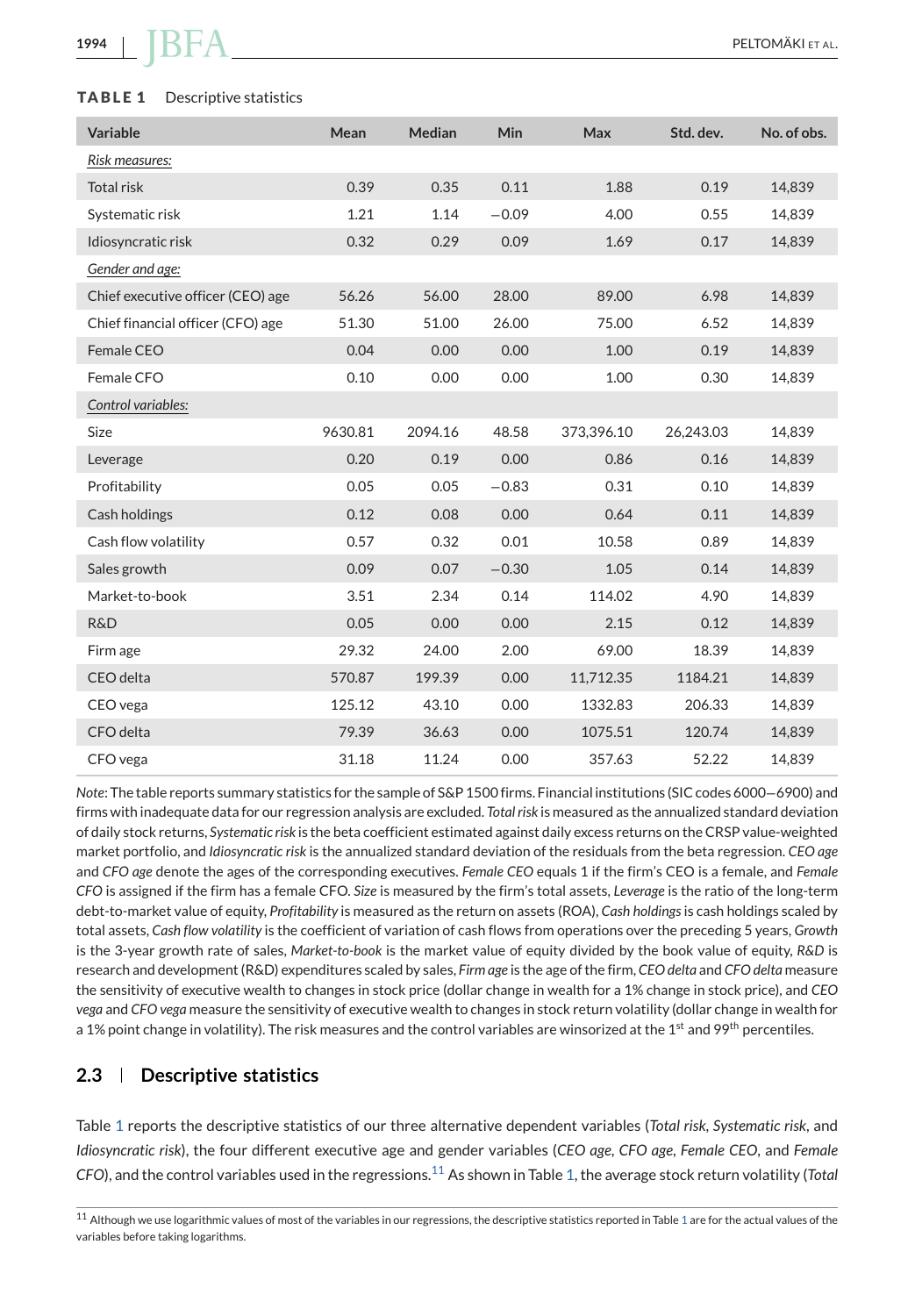**TABLE 1** Descriptive statistics

| Variable | Mean | Median | Min | Max | Std. dev. | No. of obs. |
|---|---|---|---|---|---|---|
| *Risk measures:* | | | | | | |
| Total risk | 0.39 | 0.35 | 0.11 | 1.88 | 0.19 | 14,839 |
| Systematic risk | 1.21 | 1.14 | −0.09 | 4.00 | 0.55 | 14,839 |
| Idiosyncratic risk | 0.32 | 0.29 | 0.09 | 1.69 | 0.17 | 14,839 |
| *Gender and age:* | | | | | | |
| Chief executive officer (CEO) age | 56.26 | 56.00 | 28.00 | 89.00 | 6.98 | 14,839 |
| Chief financial officer (CFO) age | 51.30 | 51.00 | 26.00 | 75.00 | 6.52 | 14,839 |
| Female CEO | 0.04 | 0.00 | 0.00 | 1.00 | 0.19 | 14,839 |
| Female CFO | 0.10 | 0.00 | 0.00 | 1.00 | 0.30 | 14,839 |
| *Control variables:* | | | | | | |
| Size | 9630.81 | 2094.16 | 48.58 | 373,396.10 | 26,243.03 | 14,839 |
| Leverage | 0.20 | 0.19 | 0.00 | 0.86 | 0.16 | 14,839 |
| Profitability | 0.05 | 0.05 | −0.83 | 0.31 | 0.10 | 14,839 |
| Cash holdings | 0.12 | 0.08 | 0.00 | 0.64 | 0.11 | 14,839 |
| Cash flow volatility | 0.57 | 0.32 | 0.01 | 10.58 | 0.89 | 14,839 |
| Sales growth | 0.09 | 0.07 | −0.30 | 1.05 | 0.14 | 14,839 |
| Market-to-book | 3.51 | 2.34 | 0.14 | 114.02 | 4.90 | 14,839 |
| R&D | 0.05 | 0.00 | 0.00 | 2.15 | 0.12 | 14,839 |
| Firm age | 29.32 | 24.00 | 2.00 | 69.00 | 18.39 | 14,839 |
| CEO delta | 570.87 | 199.39 | 0.00 | 11,712.35 | 1184.21 | 14,839 |
| CEO vega | 125.12 | 43.10 | 0.00 | 1332.83 | 206.33 | 14,839 |
| CFO delta | 79.39 | 36.63 | 0.00 | 1075.51 | 120.74 | 14,839 |
| CFO vega | 31.18 | 11.24 | 0.00 | 357.63 | 52.22 | 14,839 |

*Note*: The table reports summary statistics for the sample of S&P 1500 firms. Financial institutions (SIC codes 6000–6900) and firms with inadequate data for our regression analysis are excluded. *Total risk* is measured as the annualized standard deviation of daily stock returns, *Systematic risk* is the beta coefficient estimated against daily excess returns on the CRSP value-weighted market portfolio, and *Idiosyncratic risk* is the annualized standard deviation of the residuals from the beta regression. *CEO age* and *CFO age* denote the ages of the corresponding executives. *Female CEO* equals 1 if the firm's CEO is a female, and *Female CFO* is assigned if the firm has a female CFO. *Size* is measured by the firm's total assets, *Leverage* is the ratio of the long-term debt-to-market value of equity, *Profitability* is measured as the return on assets (ROA), *Cash holdings* is cash holdings scaled by total assets, *Cash flow volatility* is the coefficient of variation of cash flows from operations over the preceding 5 years, *Growth* is the 3-year growth rate of sales, *Market-to-book* is the market value of equity divided by the book value of equity, *R&D* is research and development (R&D) expenditures scaled by sales, *Firm age* is the age of the firm, *CEO delta* and *CFO delta* measure the sensitivity of executive wealth to changes in stock price (dollar change in wealth for a 1% change in stock price), and *CEO vega* and *CFO vega* measure the sensitivity of executive wealth to changes in stock return volatility (dollar change in wealth for a 1% point change in volatility). The risk measures and the control variables are winsorized at the 1st and 99th percentiles.

## 2.3 | Descriptive statistics

Table 1 reports the descriptive statistics of our three alternative dependent variables (*Total risk*, *Systematic risk*, and *Idiosyncratic risk*), the four different executive age and gender variables (*CEO age*, *CFO age*, *Female CEO*, and *Female CFO*), and the control variables used in the regressions.[11] As shown in Table 1, the average stock return volatility (*Total*

[11] Although we use logarithmic values of most of the variables in our regressions, the descriptive statistics reported in Table 1 are for the actual values of the variables before taking logarithms.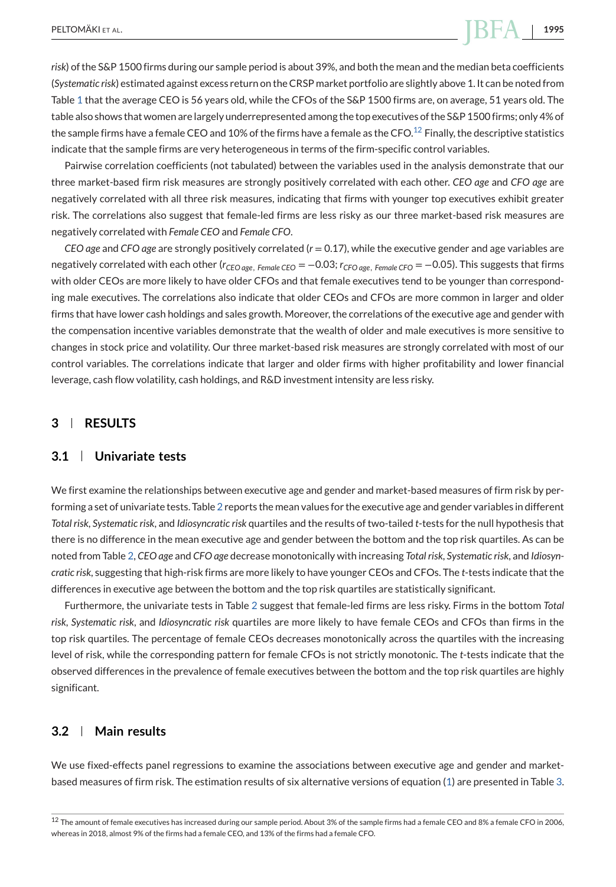*risk*) of the S&P 1500 firms during our sample period is about 39%, and both the mean and the median beta coefficients (*Systematic risk*) estimated against excess return on the CRSP market portfolio are slightly above 1. It can be noted from Table 1 that the average CEO is 56 years old, while the CFOs of the S&P 1500 firms are, on average, 51 years old. The table also shows that women are largely underrepresented among the top executives of the S&P 1500 firms; only 4% of the sample firms have a female CEO and 10% of the firms have a female as the CFO.[12] Finally, the descriptive statistics indicate that the sample firms are very heterogeneous in terms of the firm-specific control variables.

Pairwise correlation coefficients (not tabulated) between the variables used in the analysis demonstrate that our three market-based firm risk measures are strongly positively correlated with each other. *CEO age* and *CFO age* are negatively correlated with all three risk measures, indicating that firms with younger top executives exhibit greater risk. The correlations also suggest that female-led firms are less risky as our three market-based risk measures are negatively correlated with *Female CEO* and *Female CFO*.

*CEO age* and *CFO age* are strongly positively correlated ($r = 0.17$), while the executive gender and age variables are negatively correlated with each other ($r_{CEO\ age,\ Female\ CEO} = -0.03$; $r_{CFO\ age,\ Female\ CFO} = -0.05$). This suggests that firms with older CEOs are more likely to have older CFOs and that female executives tend to be younger than corresponding male executives. The correlations also indicate that older CEOs and CFOs are more common in larger and older firms that have lower cash holdings and sales growth. Moreover, the correlations of the executive age and gender with the compensation incentive variables demonstrate that the wealth of older and male executives is more sensitive to changes in stock price and volatility. Our three market-based risk measures are strongly correlated with most of our control variables. The correlations indicate that larger and older firms with higher profitability and lower financial leverage, cash flow volatility, cash holdings, and R&D investment intensity are less risky.

## 3 RESULTS

### 3.1 Univariate tests

We first examine the relationships between executive age and gender and market-based measures of firm risk by performing a set of univariate tests. Table 2 reports the mean values for the executive age and gender variables in different *Total risk*, *Systematic risk*, and *Idiosyncratic risk* quartiles and the results of two-tailed *t*-tests for the null hypothesis that there is no difference in the mean executive age and gender between the bottom and the top risk quartiles. As can be noted from Table 2, *CEO age* and *CFO age* decrease monotonically with increasing *Total risk*, *Systematic risk*, and *Idiosyncratic risk*, suggesting that high-risk firms are more likely to have younger CEOs and CFOs. The *t*-tests indicate that the differences in executive age between the bottom and the top risk quartiles are statistically significant.

Furthermore, the univariate tests in Table 2 suggest that female-led firms are less risky. Firms in the bottom *Total risk*, *Systematic risk*, and *Idiosyncratic risk* quartiles are more likely to have female CEOs and CFOs than firms in the top risk quartiles. The percentage of female CEOs decreases monotonically across the quartiles with the increasing level of risk, while the corresponding pattern for female CFOs is not strictly monotonic. The *t*-tests indicate that the observed differences in the prevalence of female executives between the bottom and the top risk quartiles are highly significant.

### 3.2 Main results

We use fixed-effects panel regressions to examine the associations between executive age and gender and market-based measures of firm risk. The estimation results of six alternative versions of equation (1) are presented in Table 3.

[12] The amount of female executives has increased during our sample period. About 3% of the sample firms had a female CEO and 8% a female CFO in 2006, whereas in 2018, almost 9% of the firms had a female CEO, and 13% of the firms had a female CFO.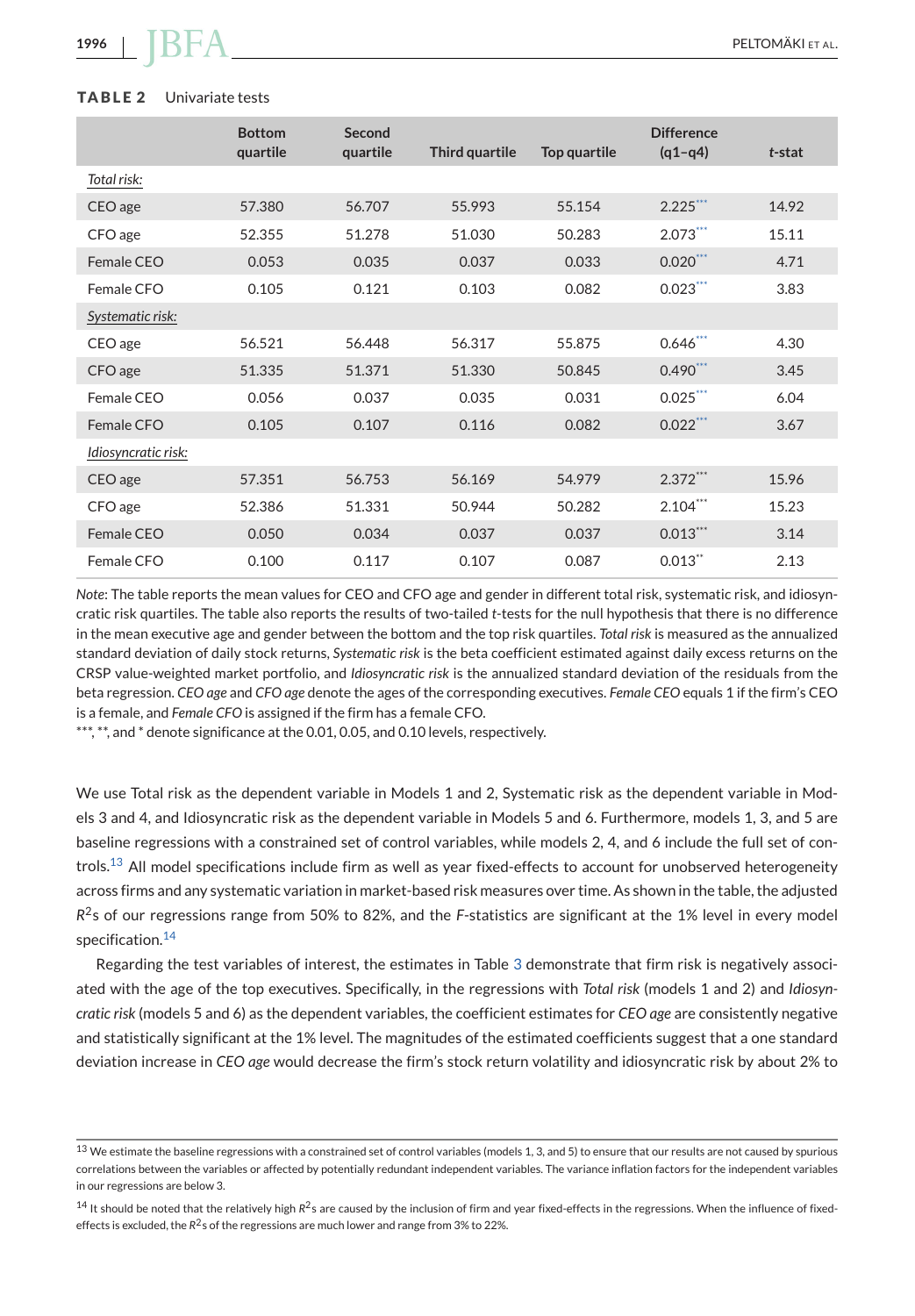**TABLE 2** Univariate tests

| | Bottom quartile | Second quartile | Third quartile | Top quartile | Difference (q1–q4) | *t*-stat |
|---|---|---|---|---|---|---|
| *Total risk:* | | | | | | |
| CEO age | 57.380 | 56.707 | 55.993 | 55.154 | 2.225*** | 14.92 |
| CFO age | 52.355 | 51.278 | 51.030 | 50.283 | 2.073*** | 15.11 |
| Female CEO | 0.053 | 0.035 | 0.037 | 0.033 | 0.020*** | 4.71 |
| Female CFO | 0.105 | 0.121 | 0.103 | 0.082 | 0.023*** | 3.83 |
| *Systematic risk:* | | | | | | |
| CEO age | 56.521 | 56.448 | 56.317 | 55.875 | 0.646*** | 4.30 |
| CFO age | 51.335 | 51.371 | 51.330 | 50.845 | 0.490*** | 3.45 |
| Female CEO | 0.056 | 0.037 | 0.035 | 0.031 | 0.025*** | 6.04 |
| Female CFO | 0.105 | 0.107 | 0.116 | 0.082 | 0.022*** | 3.67 |
| *Idiosyncratic risk:* | | | | | | |
| CEO age | 57.351 | 56.753 | 56.169 | 54.979 | 2.372*** | 15.96 |
| CFO age | 52.386 | 51.331 | 50.944 | 50.282 | 2.104*** | 15.23 |
| Female CEO | 0.050 | 0.034 | 0.037 | 0.037 | 0.013*** | 3.14 |
| Female CFO | 0.100 | 0.117 | 0.107 | 0.087 | 0.013** | 2.13 |

*Note*: The table reports the mean values for CEO and CFO age and gender in different total risk, systematic risk, and idiosyncratic risk quartiles. The table also reports the results of two-tailed *t*-tests for the null hypothesis that there is no difference in the mean executive age and gender between the bottom and the top risk quartiles. *Total risk* is measured as the annualized standard deviation of daily stock returns, *Systematic risk* is the beta coefficient estimated against daily excess returns on the CRSP value-weighted market portfolio, and *Idiosyncratic risk* is the annualized standard deviation of the residuals from the beta regression. *CEO age* and *CFO age* denote the ages of the corresponding executives. *Female CEO* equals 1 if the firm's CEO is a female, and *Female CFO* is assigned if the firm has a female CFO.

***, **, and * denote significance at the 0.01, 0.05, and 0.10 levels, respectively.

We use Total risk as the dependent variable in Models 1 and 2, Systematic risk as the dependent variable in Models 3 and 4, and Idiosyncratic risk as the dependent variable in Models 5 and 6. Furthermore, models 1, 3, and 5 are baseline regressions with a constrained set of control variables, while models 2, 4, and 6 include the full set of controls.[13] All model specifications include firm as well as year fixed-effects to account for unobserved heterogeneity across firms and any systematic variation in market-based risk measures over time. As shown in the table, the adjusted $R^2$s of our regressions range from 50% to 82%, and the *F*-statistics are significant at the 1% level in every model specification.[14]

Regarding the test variables of interest, the estimates in Table 3 demonstrate that firm risk is negatively associated with the age of the top executives. Specifically, in the regressions with *Total risk* (models 1 and 2) and *Idiosyncratic risk* (models 5 and 6) as the dependent variables, the coefficient estimates for *CEO age* are consistently negative and statistically significant at the 1% level. The magnitudes of the estimated coefficients suggest that a one standard deviation increase in *CEO age* would decrease the firm's stock return volatility and idiosyncratic risk by about 2% to

[13] We estimate the baseline regressions with a constrained set of control variables (models 1, 3, and 5) to ensure that our results are not caused by spurious correlations between the variables or affected by potentially redundant independent variables. The variance inflation factors for the independent variables in our regressions are below 3.

[14] It should be noted that the relatively high $R^2$s are caused by the inclusion of firm and year fixed-effects in the regressions. When the influence of fixed-effects is excluded, the $R^2$s of the regressions are much lower and range from 3% to 22%.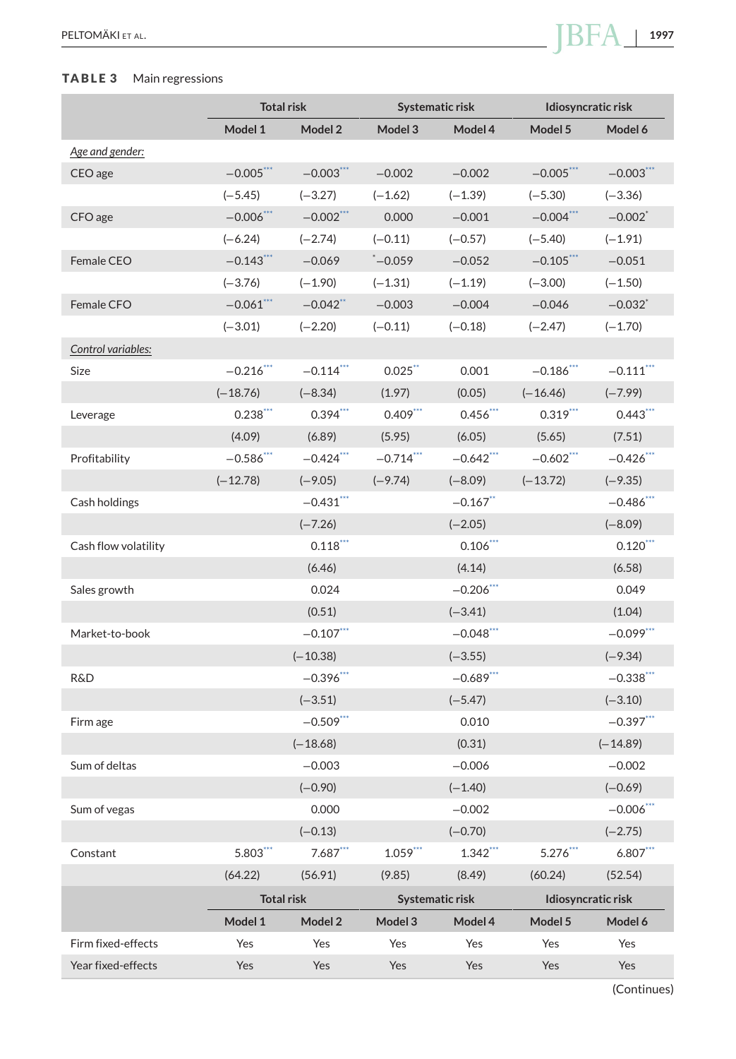**TABLE 3** Main regressions

| | Total risk | | Systematic risk | | Idiosyncratic risk | |
|---|---|---|---|---|---|---|
| | Model 1 | Model 2 | Model 3 | Model 4 | Model 5 | Model 6 |
| *Age and gender:* | | | | | | |
| CEO age | −0.005*** | −0.003*** | −0.002 | −0.002 | −0.005*** | −0.003*** |
| | (−5.45) | (−3.27) | (−1.62) | (−1.39) | (−5.30) | (−3.36) |
| CFO age | −0.006*** | −0.002*** | 0.000 | −0.001 | −0.004*** | −0.002* |
| | (−6.24) | (−2.74) | (−0.11) | (−0.57) | (−5.40) | (−1.91) |
| Female CEO | −0.143*** | −0.069 | *−0.059 | −0.052 | −0.105*** | −0.051 |
| | (−3.76) | (−1.90) | (−1.31) | (−1.19) | (−3.00) | (−1.50) |
| Female CFO | −0.061*** | −0.042** | −0.003 | −0.004 | −0.046 | −0.032* |
| | (−3.01) | (−2.20) | (−0.11) | (−0.18) | (−2.47) | (−1.70) |
| *Control variables:* | | | | | | |
| Size | −0.216*** | −0.114*** | 0.025** | 0.001 | −0.186*** | −0.111*** |
| | (−18.76) | (−8.34) | (1.97) | (0.05) | (−16.46) | (−7.99) |
| Leverage | 0.238*** | 0.394*** | 0.409*** | 0.456*** | 0.319*** | 0.443*** |
| | (4.09) | (6.89) | (5.95) | (6.05) | (5.65) | (7.51) |
| Profitability | −0.586*** | −0.424*** | −0.714*** | −0.642*** | −0.602*** | −0.426*** |
| | (−12.78) | (−9.05) | (−9.74) | (−8.09) | (−13.72) | (−9.35) |
| Cash holdings | | −0.431*** | | −0.167** | | −0.486*** |
| | | (−7.26) | | (−2.05) | | (−8.09) |
| Cash flow volatility | | 0.118*** | | 0.106*** | | 0.120*** |
| | | (6.46) | | (4.14) | | (6.58) |
| Sales growth | | 0.024 | | −0.206*** | | 0.049 |
| | | (0.51) | | (−3.41) | | (1.04) |
| Market-to-book | | −0.107*** | | −0.048*** | | −0.099*** |
| | | (−10.38) | | (−3.55) | | (−9.34) |
| R&D | | −0.396*** | | −0.689*** | | −0.338*** |
| | | (−3.51) | | (−5.47) | | (−3.10) |
| Firm age | | −0.509*** | | 0.010 | | −0.397*** |
| | | (−18.68) | | (0.31) | | (−14.89) |
| Sum of deltas | | −0.003 | | −0.006 | | −0.002 |
| | | (−0.90) | | (−1.40) | | (−0.69) |
| Sum of vegas | | 0.000 | | −0.002 | | −0.006*** |
| | | (−0.13) | | (−0.70) | | (−2.75) |
| Constant | 5.803*** | 7.687*** | 1.059*** | 1.342*** | 5.276*** | 6.807*** |
| | (64.22) | (56.91) | (9.85) | (8.49) | (60.24) | (52.54) |
| | **Total risk** | | **Systematic risk** | | **Idiosyncratic risk** | |
| | **Model 1** | **Model 2** | **Model 3** | **Model 4** | **Model 5** | **Model 6** |
| Firm fixed-effects | Yes | Yes | Yes | Yes | Yes | Yes |
| Year fixed-effects | Yes | Yes | Yes | Yes | Yes | Yes |

(Continues)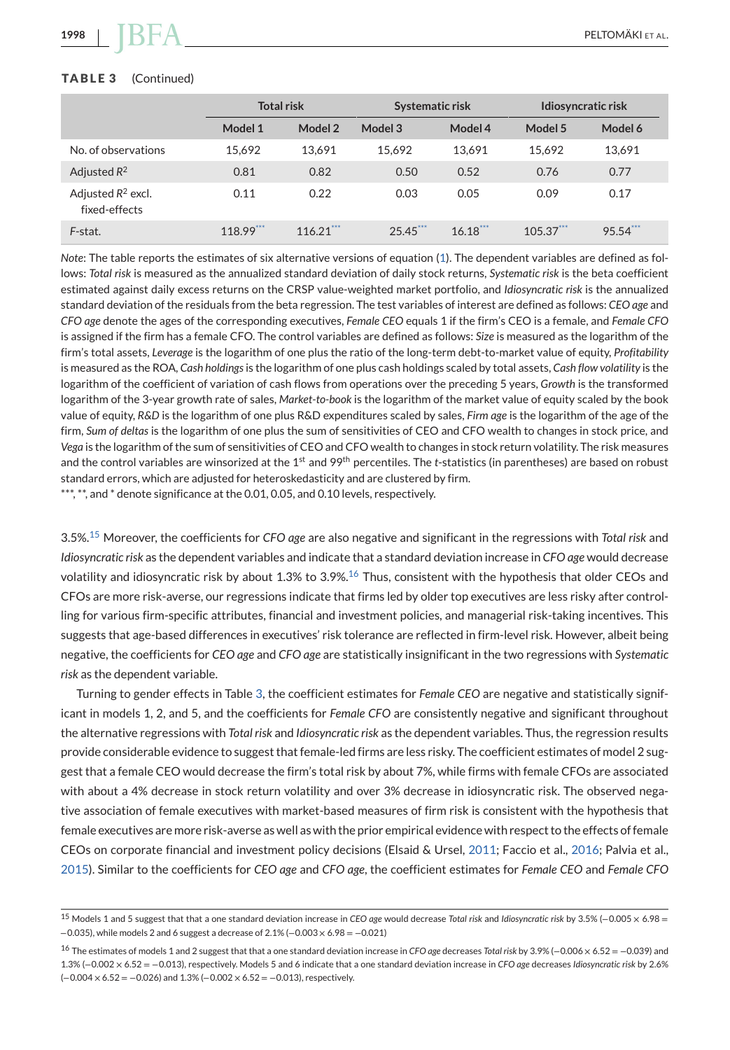**TABLE 3** (Continued)

| | Total risk | | Systematic risk | | Idiosyncratic risk | |
|---|---|---|---|---|---|---|
| | Model 1 | Model 2 | Model 3 | Model 4 | Model 5 | Model 6 |
| No. of observations | 15,692 | 13,691 | 15,692 | 13,691 | 15,692 | 13,691 |
| Adjusted $R^2$ | 0.81 | 0.82 | 0.50 | 0.52 | 0.76 | 0.77 |
| Adjusted $R^2$ excl. fixed-effects | 0.11 | 0.22 | 0.03 | 0.05 | 0.09 | 0.17 |
| *F*-stat. | 118.99*** | 116.21*** | 25.45*** | 16.18*** | 105.37*** | 95.54*** |

*Note*: The table reports the estimates of six alternative versions of equation (1). The dependent variables are defined as follows: *Total risk* is measured as the annualized standard deviation of daily stock returns, *Systematic risk* is the beta coefficient estimated against daily excess returns on the CRSP value-weighted market portfolio, and *Idiosyncratic risk* is the annualized standard deviation of the residuals from the beta regression. The test variables of interest are defined as follows: *CEO age* and *CFO age* denote the ages of the corresponding executives, *Female CEO* equals 1 if the firm's CEO is a female, and *Female CFO* is assigned if the firm has a female CFO. The control variables are defined as follows: *Size* is measured as the logarithm of the firm's total assets, *Leverage* is the logarithm of one plus the ratio of the long-term debt-to-market value of equity, *Profitability* is measured as the ROA, *Cash holdings* is the logarithm of one plus cash holdings scaled by total assets, *Cash flow volatility* is the logarithm of the coefficient of variation of cash flows from operations over the preceding 5 years, *Growth* is the transformed logarithm of the 3-year growth rate of sales, *Market-to-book* is the logarithm of the market value of equity scaled by the book value of equity, *R&D* is the logarithm of one plus R&D expenditures scaled by sales, *Firm age* is the logarithm of the age of the firm, *Sum of deltas* is the logarithm of one plus the sum of sensitivities of CEO and CFO wealth to changes in stock price, and *Vega* is the logarithm of the sum of sensitivities of CEO and CFO wealth to changes in stock return volatility. The risk measures and the control variables are winsorized at the 1st and 99th percentiles. The *t*-statistics (in parentheses) are based on robust standard errors, which are adjusted for heteroskedasticity and are clustered by firm.
***, **, and * denote significance at the 0.01, 0.05, and 0.10 levels, respectively.

3.5%.[15] Moreover, the coefficients for *CFO age* are also negative and significant in the regressions with *Total risk* and *Idiosyncratic risk* as the dependent variables and indicate that a standard deviation increase in *CFO age* would decrease volatility and idiosyncratic risk by about 1.3% to 3.9%.[16] Thus, consistent with the hypothesis that older CEOs and CFOs are more risk-averse, our regressions indicate that firms led by older top executives are less risky after controlling for various firm-specific attributes, financial and investment policies, and managerial risk-taking incentives. This suggests that age-based differences in executives' risk tolerance are reflected in firm-level risk. However, albeit being negative, the coefficients for *CEO age* and *CFO age* are statistically insignificant in the two regressions with *Systematic risk* as the dependent variable.

Turning to gender effects in Table 3, the coefficient estimates for *Female CEO* are negative and statistically significant in models 1, 2, and 5, and the coefficients for *Female CFO* are consistently negative and significant throughout the alternative regressions with *Total risk* and *Idiosyncratic risk* as the dependent variables. Thus, the regression results provide considerable evidence to suggest that female-led firms are less risky. The coefficient estimates of model 2 suggest that a female CEO would decrease the firm's total risk by about 7%, while firms with female CFOs are associated with about a 4% decrease in stock return volatility and over 3% decrease in idiosyncratic risk. The observed negative association of female executives with market-based measures of firm risk is consistent with the hypothesis that female executives are more risk-averse as well as with the prior empirical evidence with respect to the effects of female CEOs on corporate financial and investment policy decisions (Elsaid & Ursel, 2011; Faccio et al., 2016; Palvia et al., 2015). Similar to the coefficients for *CEO age* and *CFO age*, the coefficient estimates for *Female CEO* and *Female CFO*

---

[15] Models 1 and 5 suggest that that a one standard deviation increase in *CEO age* would decrease *Total risk* and *Idiosyncratic risk* by 3.5% ($-0.005 \times 6.98 = -0.035$), while models 2 and 6 suggest a decrease of 2.1% ($-0.003 \times 6.98 = -0.021$)

[16] The estimates of models 1 and 2 suggest that that a one standard deviation increase in *CFO age* decreases *Total risk* by 3.9% ($-0.006 \times 6.52 = -0.039$) and 1.3% ($-0.002 \times 6.52 = -0.013$), respectively. Models 5 and 6 indicate that a one standard deviation increase in *CFO age* decreases *Idiosyncratic risk* by 2.6% ($-0.004 \times 6.52 = -0.026$) and 1.3% ($-0.002 \times 6.52 = -0.013$), respectively.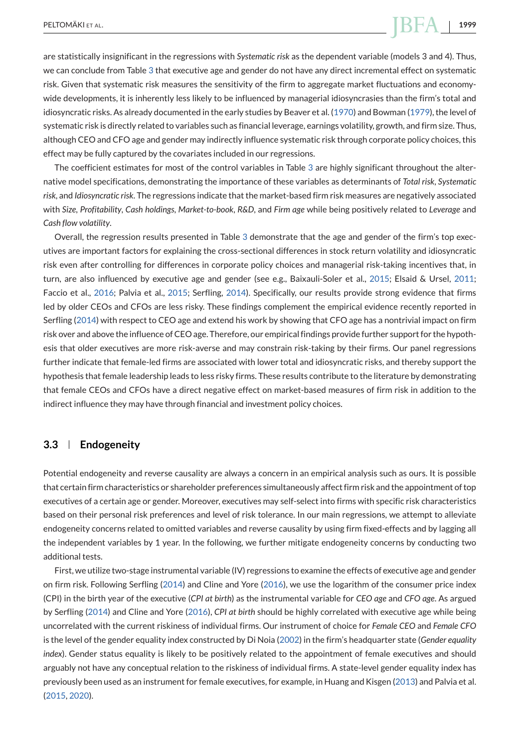are statistically insignificant in the regressions with *Systematic risk* as the dependent variable (models 3 and 4). Thus, we can conclude from Table 3 that executive age and gender do not have any direct incremental effect on systematic risk. Given that systematic risk measures the sensitivity of the firm to aggregate market fluctuations and economy-wide developments, it is inherently less likely to be influenced by managerial idiosyncrasies than the firm's total and idiosyncratic risks. As already documented in the early studies by Beaver et al. (1970) and Bowman (1979), the level of systematic risk is directly related to variables such as financial leverage, earnings volatility, growth, and firm size. Thus, although CEO and CFO age and gender may indirectly influence systematic risk through corporate policy choices, this effect may be fully captured by the covariates included in our regressions.

The coefficient estimates for most of the control variables in Table 3 are highly significant throughout the alternative model specifications, demonstrating the importance of these variables as determinants of *Total risk*, *Systematic risk*, and *Idiosyncratic risk*. The regressions indicate that the market-based firm risk measures are negatively associated with *Size*, *Profitability*, *Cash holdings*, *Market-to-book*, *R&D*, and *Firm age* while being positively related to *Leverage* and *Cash flow volatility*.

Overall, the regression results presented in Table 3 demonstrate that the age and gender of the firm's top executives are important factors for explaining the cross-sectional differences in stock return volatility and idiosyncratic risk even after controlling for differences in corporate policy choices and managerial risk-taking incentives that, in turn, are also influenced by executive age and gender (see e.g., Baixauli-Soler et al., 2015; Elsaid & Ursel, 2011; Faccio et al., 2016; Palvia et al., 2015; Serfling, 2014). Specifically, our results provide strong evidence that firms led by older CEOs and CFOs are less risky. These findings complement the empirical evidence recently reported in Serfling (2014) with respect to CEO age and extend his work by showing that CFO age has a nontrivial impact on firm risk over and above the influence of CEO age. Therefore, our empirical findings provide further support for the hypothesis that older executives are more risk-averse and may constrain risk-taking by their firms. Our panel regressions further indicate that female-led firms are associated with lower total and idiosyncratic risks, and thereby support the hypothesis that female leadership leads to less risky firms. These results contribute to the literature by demonstrating that female CEOs and CFOs have a direct negative effect on market-based measures of firm risk in addition to the indirect influence they may have through financial and investment policy choices.

## 3.3 | Endogeneity

Potential endogeneity and reverse causality are always a concern in an empirical analysis such as ours. It is possible that certain firm characteristics or shareholder preferences simultaneously affect firm risk and the appointment of top executives of a certain age or gender. Moreover, executives may self-select into firms with specific risk characteristics based on their personal risk preferences and level of risk tolerance. In our main regressions, we attempt to alleviate endogeneity concerns related to omitted variables and reverse causality by using firm fixed-effects and by lagging all the independent variables by 1 year. In the following, we further mitigate endogeneity concerns by conducting two additional tests.

First, we utilize two-stage instrumental variable (IV) regressions to examine the effects of executive age and gender on firm risk. Following Serfling (2014) and Cline and Yore (2016), we use the logarithm of the consumer price index (CPI) in the birth year of the executive (*CPI at birth*) as the instrumental variable for *CEO age* and *CFO age*. As argued by Serfling (2014) and Cline and Yore (2016), *CPI at birth* should be highly correlated with executive age while being uncorrelated with the current riskiness of individual firms. Our instrument of choice for *Female CEO* and *Female CFO* is the level of the gender equality index constructed by Di Noia (2002) in the firm's headquarter state (*Gender equality index*). Gender status equality is likely to be positively related to the appointment of female executives and should arguably not have any conceptual relation to the riskiness of individual firms. A state-level gender equality index has previously been used as an instrument for female executives, for example, in Huang and Kisgen (2013) and Palvia et al. (2015, 2020).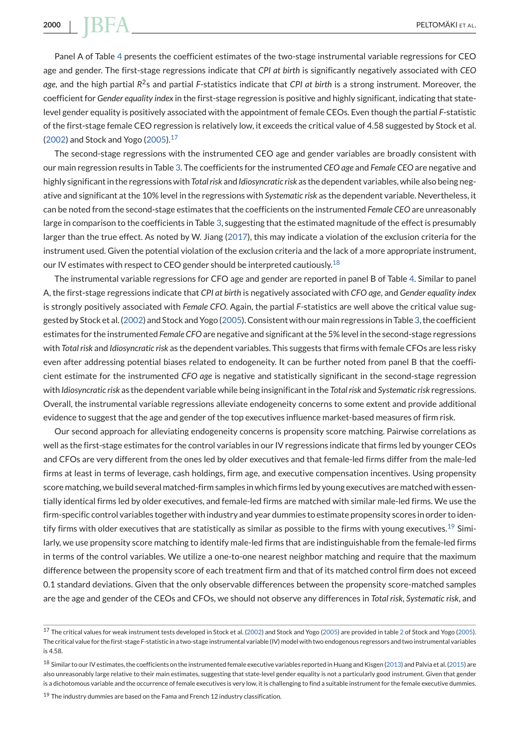Panel A of Table 4 presents the coefficient estimates of the two-stage instrumental variable regressions for CEO age and gender. The first-stage regressions indicate that *CPI at birth* is significantly negatively associated with *CEO age*, and the high partial $R^2$s and partial $F$-statistics indicate that *CPI at birth* is a strong instrument. Moreover, the coefficient for *Gender equality index* in the first-stage regression is positive and highly significant, indicating that state-level gender equality is positively associated with the appointment of female CEOs. Even though the partial $F$-statistic of the first-stage female CEO regression is relatively low, it exceeds the critical value of 4.58 suggested by Stock et al. (2002) and Stock and Yogo (2005).[17]

The second-stage regressions with the instrumented CEO age and gender variables are broadly consistent with our main regression results in Table 3. The coefficients for the instrumented *CEO age* and *Female CEO* are negative and highly significant in the regressions with *Total risk* and *Idiosyncratic risk* as the dependent variables, while also being negative and significant at the 10% level in the regressions with *Systematic risk* as the dependent variable. Nevertheless, it can be noted from the second-stage estimates that the coefficients on the instrumented *Female CEO* are unreasonably large in comparison to the coefficients in Table 3, suggesting that the estimated magnitude of the effect is presumably larger than the true effect. As noted by W. Jiang (2017), this may indicate a violation of the exclusion criteria for the instrument used. Given the potential violation of the exclusion criteria and the lack of a more appropriate instrument, our IV estimates with respect to CEO gender should be interpreted cautiously.[18]

The instrumental variable regressions for CFO age and gender are reported in panel B of Table 4. Similar to panel A, the first-stage regressions indicate that *CPI at birth* is negatively associated with *CFO age*, and *Gender equality index* is strongly positively associated with *Female CFO*. Again, the partial $F$-statistics are well above the critical value suggested by Stock et al. (2002) and Stock and Yogo (2005). Consistent with our main regressions in Table 3, the coefficient estimates for the instrumented *Female CFO* are negative and significant at the 5% level in the second-stage regressions with *Total risk* and *Idiosyncratic risk* as the dependent variables. This suggests that firms with female CFOs are less risky even after addressing potential biases related to endogeneity. It can be further noted from panel B that the coefficient estimate for the instrumented *CFO age* is negative and statistically significant in the second-stage regression with *Idiosyncratic risk* as the dependent variable while being insignificant in the *Total risk* and *Systematic risk* regressions. Overall, the instrumental variable regressions alleviate endogeneity concerns to some extent and provide additional evidence to suggest that the age and gender of the top executives influence market-based measures of firm risk.

Our second approach for alleviating endogeneity concerns is propensity score matching. Pairwise correlations as well as the first-stage estimates for the control variables in our IV regressions indicate that firms led by younger CEOs and CFOs are very different from the ones led by older executives and that female-led firms differ from the male-led firms at least in terms of leverage, cash holdings, firm age, and executive compensation incentives. Using propensity score matching, we build several matched-firm samples in which firms led by young executives are matched with essentially identical firms led by older executives, and female-led firms are matched with similar male-led firms. We use the firm-specific control variables together with industry and year dummies to estimate propensity scores in order to identify firms with older executives that are statistically as similar as possible to the firms with young executives.[19] Similarly, we use propensity score matching to identify male-led firms that are indistinguishable from the female-led firms in terms of the control variables. We utilize a one-to-one nearest neighbor matching and require that the maximum difference between the propensity score of each treatment firm and that of its matched control firm does not exceed 0.1 standard deviations. Given that the only observable differences between the propensity score-matched samples are the age and gender of the CEOs and CFOs, we should not observe any differences in *Total risk*, *Systematic risk*, and

[17] The critical values for weak instrument tests developed in Stock et al. (2002) and Stock and Yogo (2005) are provided in table 2 of Stock and Yogo (2005). The critical value for the first-stage $F$-statistic in a two-stage instrumental variable (IV) model with two endogenous regressors and two instrumental variables is 4.58.

[18] Similar to our IV estimates, the coefficients on the instrumented female executive variables reported in Huang and Kisgen (2013) and Palvia et al. (2015) are also unreasonably large relative to their main estimates, suggesting that state-level gender equality is not a particularly good instrument. Given that gender is a dichotomous variable and the occurrence of female executives is very low, it is challenging to find a suitable instrument for the female executive dummies.

[19] The industry dummies are based on the Fama and French 12 industry classification.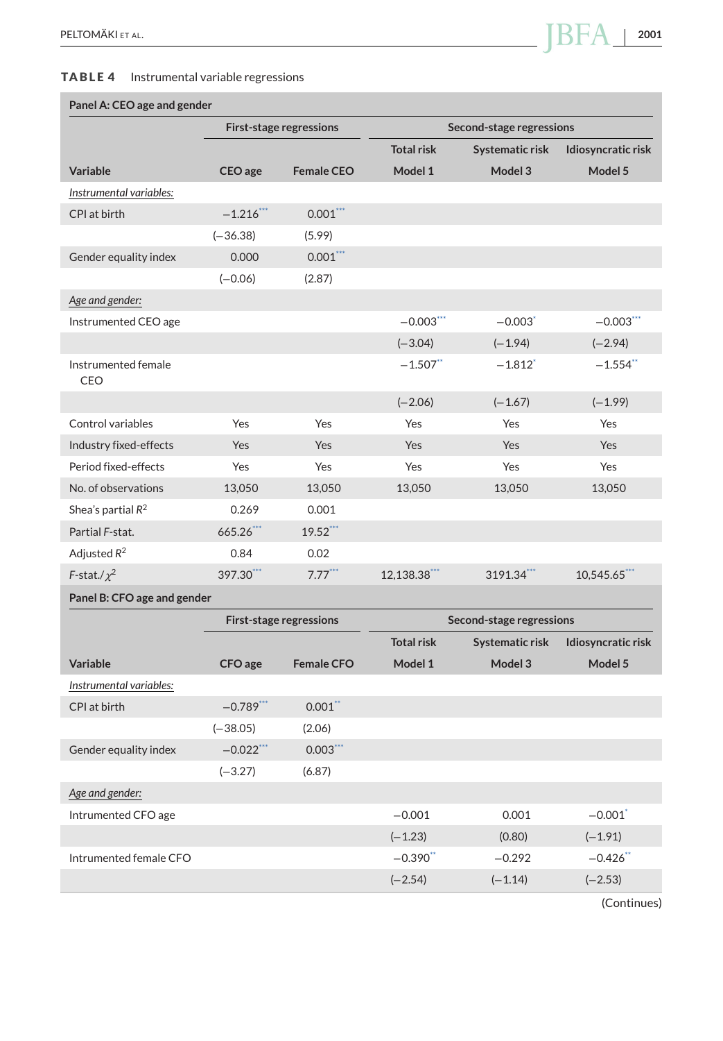**TABLE 4** Instrumental variable regressions

| Panel A: CEO age and gender | | | | | |
|---|---|---|---|---|---|
| | First-stage regressions | | Second-stage regressions | | |
| | | | Total risk | Systematic risk | Idiosyncratic risk |
| Variable | CEO age | Female CEO | Model 1 | Model 3 | Model 5 |
| *Instrumental variables:* | | | | | |
| CPI at birth | −1.216*** | 0.001*** | | | |
| | (−36.38) | (5.99) | | | |
| Gender equality index | 0.000 | 0.001*** | | | |
| | (−0.06) | (2.87) | | | |
| *Age and gender:* | | | | | |
| Instrumented CEO age | | | −0.003*** | −0.003* | −0.003*** |
| | | | (−3.04) | (−1.94) | (−2.94) |
| Instrumented female CEO | | | −1.507** | −1.812* | −1.554** |
| | | | (−2.06) | (−1.67) | (−1.99) |
| Control variables | Yes | Yes | Yes | Yes | Yes |
| Industry fixed-effects | Yes | Yes | Yes | Yes | Yes |
| Period fixed-effects | Yes | Yes | Yes | Yes | Yes |
| No. of observations | 13,050 | 13,050 | 13,050 | 13,050 | 13,050 |
| Shea's partial $R^2$ | 0.269 | 0.001 | | | |
| Partial F-stat. | 665.26*** | 19.52*** | | | |
| Adjusted $R^2$ | 0.84 | 0.02 | | | |
| F-stat./$\chi^2$ | 397.30*** | 7.77*** | 12,138.38*** | 3191.34*** | 10,545.65*** |
| **Panel B: CFO age and gender** | | | | | |
| | First-stage regressions | | Second-stage regressions | | |
| | | | Total risk | Systematic risk | Idiosyncratic risk |
| Variable | CFO age | Female CFO | Model 1 | Model 3 | Model 5 |
| *Instrumental variables:* | | | | | |
| CPI at birth | −0.789*** | 0.001** | | | |
| | (−38.05) | (2.06) | | | |
| Gender equality index | −0.022*** | 0.003*** | | | |
| | (−3.27) | (6.87) | | | |
| *Age and gender:* | | | | | |
| Intrumented CFO age | | | −0.001 | 0.001 | −0.001* |
| | | | (−1.23) | (0.80) | (−1.91) |
| Intrumented female CFO | | | −0.390** | −0.292 | −0.426** |
| | | | (−2.54) | (−1.14) | (−2.53) |

(Continues)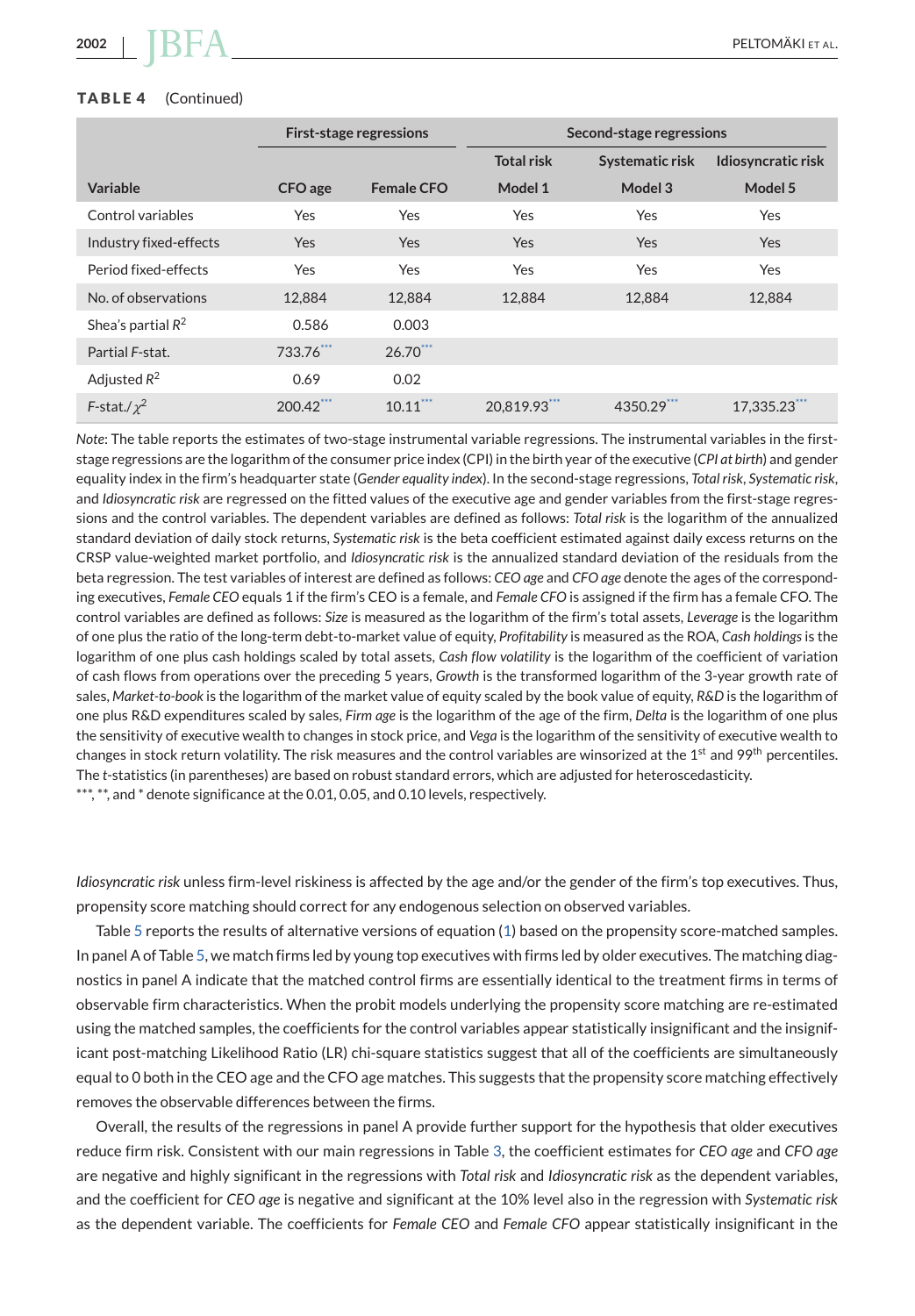**TABLE 4** (Continued)

| | First-stage regressions | | Second-stage regressions | | |
|---|---|---|---|---|---|
| | | | Total risk | Systematic risk | Idiosyncratic risk |
| Variable | CFO age | Female CFO | Model 1 | Model 3 | Model 5 |
| Control variables | Yes | Yes | Yes | Yes | Yes |
| Industry fixed-effects | Yes | Yes | Yes | Yes | Yes |
| Period fixed-effects | Yes | Yes | Yes | Yes | Yes |
| No. of observations | 12,884 | 12,884 | 12,884 | 12,884 | 12,884 |
| Shea's partial $R^2$ | 0.586 | 0.003 | | | |
| Partial F-stat. | 733.76*** | 26.70*** | | | |
| Adjusted $R^2$ | 0.69 | 0.02 | | | |
| F-stat./$\chi^2$ | 200.42*** | 10.11*** | 20,819.93*** | 4350.29*** | 17,335.23*** |

*Note*: The table reports the estimates of two-stage instrumental variable regressions. The instrumental variables in the first-stage regressions are the logarithm of the consumer price index (CPI) in the birth year of the executive (*CPI at birth*) and gender equality index in the firm's headquarter state (*Gender equality index*). In the second-stage regressions, *Total risk*, *Systematic risk*, and *Idiosyncratic risk* are regressed on the fitted values of the executive age and gender variables from the first-stage regressions and the control variables. The dependent variables are defined as follows: *Total risk* is the logarithm of the annualized standard deviation of daily stock returns, *Systematic risk* is the beta coefficient estimated against daily excess returns on the CRSP value-weighted market portfolio, and *Idiosyncratic risk* is the annualized standard deviation of the residuals from the beta regression. The test variables of interest are defined as follows: *CEO age* and *CFO age* denote the ages of the corresponding executives, *Female CEO* equals 1 if the firm's CEO is a female, and *Female CFO* is assigned if the firm has a female CFO. The control variables are defined as follows: *Size* is measured as the logarithm of the firm's total assets, *Leverage* is the logarithm of one plus the ratio of the long-term debt-to-market value of equity, *Profitability* is measured as the ROA, *Cash holdings* is the logarithm of one plus cash holdings scaled by total assets, *Cash flow volatility* is the logarithm of the coefficient of variation of cash flows from operations over the preceding 5 years, *Growth* is the transformed logarithm of the 3-year growth rate of sales, *Market-to-book* is the logarithm of the market value of equity scaled by the book value of equity, *R&D* is the logarithm of one plus R&D expenditures scaled by sales, *Firm age* is the logarithm of the age of the firm, *Delta* is the logarithm of one plus the sensitivity of executive wealth to changes in stock price, and *Vega* is the logarithm of the sensitivity of executive wealth to changes in stock return volatility. The risk measures and the control variables are winsorized at the 1st and 99th percentiles. The *t*-statistics (in parentheses) are based on robust standard errors, which are adjusted for heteroscedasticity.
***, **, and * denote significance at the 0.01, 0.05, and 0.10 levels, respectively.

*Idiosyncratic risk* unless firm-level riskiness is affected by the age and/or the gender of the firm's top executives. Thus, propensity score matching should correct for any endogenous selection on observed variables.

Table 5 reports the results of alternative versions of equation (1) based on the propensity score-matched samples. In panel A of Table 5, we match firms led by young top executives with firms led by older executives. The matching diagnostics in panel A indicate that the matched control firms are essentially identical to the treatment firms in terms of observable firm characteristics. When the probit models underlying the propensity score matching are re-estimated using the matched samples, the coefficients for the control variables appear statistically insignificant and the insignificant post-matching Likelihood Ratio (LR) chi-square statistics suggest that all of the coefficients are simultaneously equal to 0 both in the CEO age and the CFO age matches. This suggests that the propensity score matching effectively removes the observable differences between the firms.

Overall, the results of the regressions in panel A provide further support for the hypothesis that older executives reduce firm risk. Consistent with our main regressions in Table 3, the coefficient estimates for *CEO age* and *CFO age* are negative and highly significant in the regressions with *Total risk* and *Idiosyncratic risk* as the dependent variables, and the coefficient for *CEO age* is negative and significant at the 10% level also in the regression with *Systematic risk* as the dependent variable. The coefficients for *Female CEO* and *Female CFO* appear statistically insignificant in the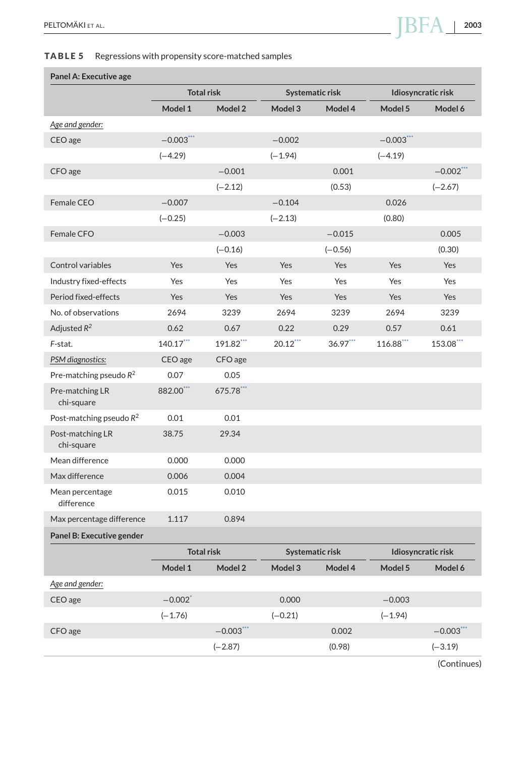**TABLE 5** Regressions with propensity score-matched samples

| Panel A: Executive age | Total risk | | Systematic risk | | Idiosyncratic risk | |
|---|---|---|---|---|---|---|
| | Model 1 | Model 2 | Model 3 | Model 4 | Model 5 | Model 6 |
| *Age and gender:* | | | | | | |
| CEO age | −0.003*** | | −0.002 | | −0.003*** | |
| | (−4.29) | | (−1.94) | | (−4.19) | |
| CFO age | | −0.001 | | 0.001 | | −0.002*** |
| | | (−2.12) | | (0.53) | | (−2.67) |
| Female CEO | −0.007 | | −0.104 | | 0.026 | |
| | (−0.25) | | (−2.13) | | (0.80) | |
| Female CFO | | −0.003 | | −0.015 | | 0.005 |
| | | (−0.16) | | (−0.56) | | (0.30) |
| Control variables | Yes | Yes | Yes | Yes | Yes | Yes |
| Industry fixed-effects | Yes | Yes | Yes | Yes | Yes | Yes |
| Period fixed-effects | Yes | Yes | Yes | Yes | Yes | Yes |
| No. of observations | 2694 | 3239 | 2694 | 3239 | 2694 | 3239 |
| Adjusted $R^2$ | 0.62 | 0.67 | 0.22 | 0.29 | 0.57 | 0.61 |
| F-stat. | 140.17*** | 191.82*** | 20.12*** | 36.97*** | 116.88*** | 153.08*** |
| *PSM diagnostics:* | CEO age | CFO age | | | | |
| Pre-matching pseudo $R^2$ | 0.07 | 0.05 | | | | |
| Pre-matching LR chi-square | 882.00*** | 675.78*** | | | | |
| Post-matching pseudo $R^2$ | 0.01 | 0.01 | | | | |
| Post-matching LR chi-square | 38.75 | 29.34 | | | | |
| Mean difference | 0.000 | 0.000 | | | | |
| Max difference | 0.006 | 0.004 | | | | |
| Mean percentage difference | 0.015 | 0.010 | | | | |
| Max percentage difference | 1.117 | 0.894 | | | | |

| Panel B: Executive gender | Total risk | | Systematic risk | | Idiosyncratic risk | |
|---|---|---|---|---|---|---|
| | Model 1 | Model 2 | Model 3 | Model 4 | Model 5 | Model 6 |
| *Age and gender:* | | | | | | |
| CEO age | −0.002* | | 0.000 | | −0.003 | |
| | (−1.76) | | (−0.21) | | (−1.94) | |
| CFO age | | −0.003*** | | 0.002 | | −0.003*** |
| | | (−2.87) | | (0.98) | | (−3.19) |

(Continues)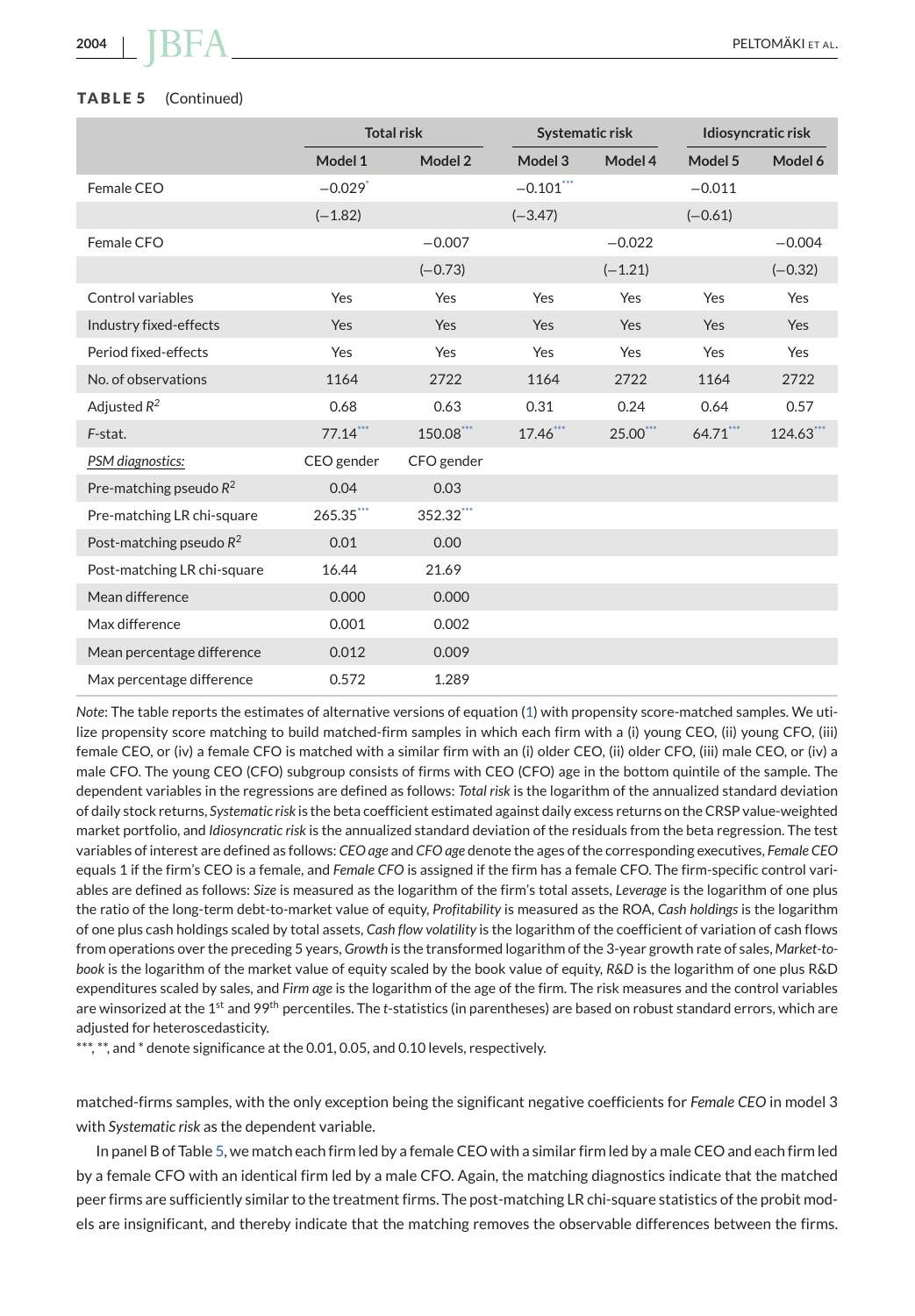**TABLE 5** (Continued)

| | Total risk | | Systematic risk | | Idiosyncratic risk | |
|---|---|---|---|---|---|---|
| | Model 1 | Model 2 | Model 3 | Model 4 | Model 5 | Model 6 |
| Female CEO | −0.029* | | −0.101*** | | −0.011 | |
| | (−1.82) | | (−3.47) | | (−0.61) | |
| Female CFO | | −0.007 | | −0.022 | | −0.004 |
| | | (−0.73) | | (−1.21) | | (−0.32) |
| Control variables | Yes | Yes | Yes | Yes | Yes | Yes |
| Industry fixed-effects | Yes | Yes | Yes | Yes | Yes | Yes |
| Period fixed-effects | Yes | Yes | Yes | Yes | Yes | Yes |
| No. of observations | 1164 | 2722 | 1164 | 2722 | 1164 | 2722 |
| Adjusted $R^2$ | 0.68 | 0.63 | 0.31 | 0.24 | 0.64 | 0.57 |
| *F*-stat. | 77.14*** | 150.08*** | 17.46*** | 25.00*** | 64.71*** | 124.63*** |
| PSM diagnostics: | CEO gender | CFO gender | | | | |
| Pre-matching pseudo $R^2$ | 0.04 | 0.03 | | | | |
| Pre-matching LR chi-square | 265.35*** | 352.32*** | | | | |
| Post-matching pseudo $R^2$ | 0.01 | 0.00 | | | | |
| Post-matching LR chi-square | 16.44 | 21.69 | | | | |
| Mean difference | 0.000 | 0.000 | | | | |
| Max difference | 0.001 | 0.002 | | | | |
| Mean percentage difference | 0.012 | 0.009 | | | | |
| Max percentage difference | 0.572 | 1.289 | | | | |

*Note*: The table reports the estimates of alternative versions of equation (1) with propensity score-matched samples. We utilize propensity score matching to build matched-firm samples in which each firm with a (i) young CEO, (ii) young CFO, (iii) female CEO, or (iv) a female CFO is matched with a similar firm with an (i) older CEO, (ii) older CFO, (iii) male CEO, or (iv) a male CFO. The young CEO (CFO) subgroup consists of firms with CEO (CFO) age in the bottom quintile of the sample. The dependent variables in the regressions are defined as follows: *Total risk* is the logarithm of the annualized standard deviation of daily stock returns, *Systematic risk* is the beta coefficient estimated against daily excess returns on the CRSP value-weighted market portfolio, and *Idiosyncratic risk* is the annualized standard deviation of the residuals from the beta regression. The test variables of interest are defined as follows: *CEO age* and *CFO age* denote the ages of the corresponding executives, *Female CEO* equals 1 if the firm's CEO is a female, and *Female CFO* is assigned if the firm has a female CFO. The firm-specific control variables are defined as follows: *Size* is measured as the logarithm of the firm's total assets, *Leverage* is the logarithm of one plus the ratio of the long-term debt-to-market value of equity, *Profitability* is measured as the ROA, *Cash holdings* is the logarithm of one plus cash holdings scaled by total assets, *Cash flow volatility* is the logarithm of the coefficient of variation of cash flows from operations over the preceding 5 years, *Growth* is the transformed logarithm of the 3-year growth rate of sales, *Market-to-book* is the logarithm of the market value of equity scaled by the book value of equity, *R&D* is the logarithm of one plus R&D expenditures scaled by sales, and *Firm age* is the logarithm of the age of the firm. The risk measures and the control variables are winsorized at the 1st and 99th percentiles. The *t*-statistics (in parentheses) are based on robust standard errors, which are adjusted for heteroscedasticity.

***, **, and * denote significance at the 0.01, 0.05, and 0.10 levels, respectively.

matched-firms samples, with the only exception being the significant negative coefficients for *Female CEO* in model 3 with *Systematic risk* as the dependent variable.

In panel B of Table 5, we match each firm led by a female CEO with a similar firm led by a male CEO and each firm led by a female CFO with an identical firm led by a male CFO. Again, the matching diagnostics indicate that the matched peer firms are sufficiently similar to the treatment firms. The post-matching LR chi-square statistics of the probit models are insignificant, and thereby indicate that the matching removes the observable differences between the firms.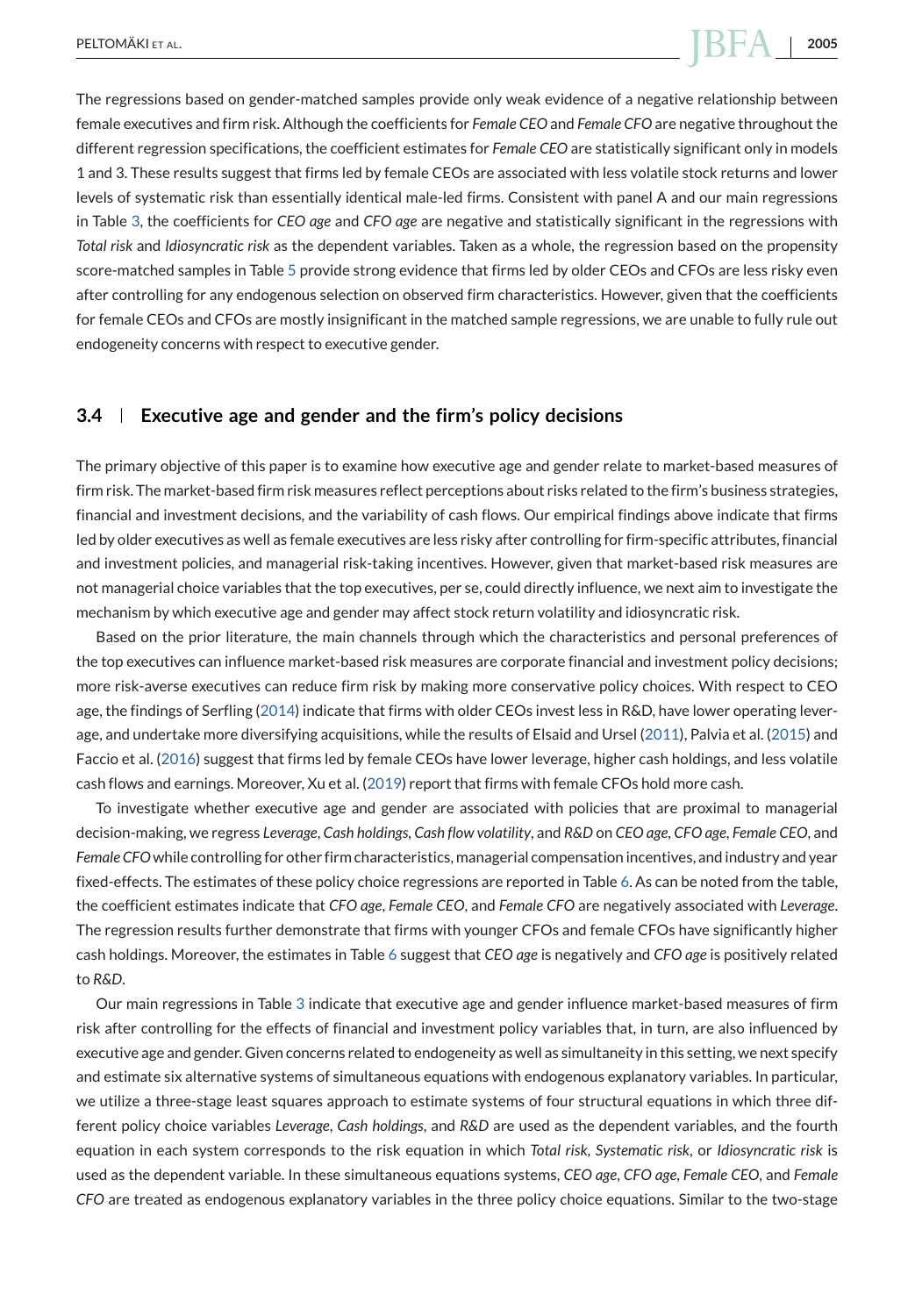The regressions based on gender-matched samples provide only weak evidence of a negative relationship between female executives and firm risk. Although the coefficients for *Female CEO* and *Female CFO* are negative throughout the different regression specifications, the coefficient estimates for *Female CEO* are statistically significant only in models 1 and 3. These results suggest that firms led by female CEOs are associated with less volatile stock returns and lower levels of systematic risk than essentially identical male-led firms. Consistent with panel A and our main regressions in Table 3, the coefficients for *CEO age* and *CFO age* are negative and statistically significant in the regressions with *Total risk* and *Idiosyncratic risk* as the dependent variables. Taken as a whole, the regression based on the propensity score-matched samples in Table 5 provide strong evidence that firms led by older CEOs and CFOs are less risky even after controlling for any endogenous selection on observed firm characteristics. However, given that the coefficients for female CEOs and CFOs are mostly insignificant in the matched sample regressions, we are unable to fully rule out endogeneity concerns with respect to executive gender.

## 3.4 | Executive age and gender and the firm's policy decisions

The primary objective of this paper is to examine how executive age and gender relate to market-based measures of firm risk. The market-based firm risk measures reflect perceptions about risks related to the firm's business strategies, financial and investment decisions, and the variability of cash flows. Our empirical findings above indicate that firms led by older executives as well as female executives are less risky after controlling for firm-specific attributes, financial and investment policies, and managerial risk-taking incentives. However, given that market-based risk measures are not managerial choice variables that the top executives, per se, could directly influence, we next aim to investigate the mechanism by which executive age and gender may affect stock return volatility and idiosyncratic risk.

Based on the prior literature, the main channels through which the characteristics and personal preferences of the top executives can influence market-based risk measures are corporate financial and investment policy decisions; more risk-averse executives can reduce firm risk by making more conservative policy choices. With respect to CEO age, the findings of Serfling (2014) indicate that firms with older CEOs invest less in R&D, have lower operating leverage, and undertake more diversifying acquisitions, while the results of Elsaid and Ursel (2011), Palvia et al. (2015) and Faccio et al. (2016) suggest that firms led by female CEOs have lower leverage, higher cash holdings, and less volatile cash flows and earnings. Moreover, Xu et al. (2019) report that firms with female CFOs hold more cash.

To investigate whether executive age and gender are associated with policies that are proximal to managerial decision-making, we regress *Leverage*, *Cash holdings*, *Cash flow volatility*, and *R&D* on *CEO age*, *CFO age*, *Female CEO*, and *Female CFO* while controlling for other firm characteristics, managerial compensation incentives, and industry and year fixed-effects. The estimates of these policy choice regressions are reported in Table 6. As can be noted from the table, the coefficient estimates indicate that *CFO age*, *Female CEO*, and *Female CFO* are negatively associated with *Leverage*. The regression results further demonstrate that firms with younger CFOs and female CFOs have significantly higher cash holdings. Moreover, the estimates in Table 6 suggest that *CEO age* is negatively and *CFO age* is positively related to *R&D*.

Our main regressions in Table 3 indicate that executive age and gender influence market-based measures of firm risk after controlling for the effects of financial and investment policy variables that, in turn, are also influenced by executive age and gender. Given concerns related to endogeneity as well as simultaneity in this setting, we next specify and estimate six alternative systems of simultaneous equations with endogenous explanatory variables. In particular, we utilize a three-stage least squares approach to estimate systems of four structural equations in which three different policy choice variables *Leverage*, *Cash holdings*, and *R&D* are used as the dependent variables, and the fourth equation in each system corresponds to the risk equation in which *Total risk*, *Systematic risk*, or *Idiosyncratic risk* is used as the dependent variable. In these simultaneous equations systems, *CEO age*, *CFO age*, *Female CEO*, and *Female CFO* are treated as endogenous explanatory variables in the three policy choice equations. Similar to the two-stage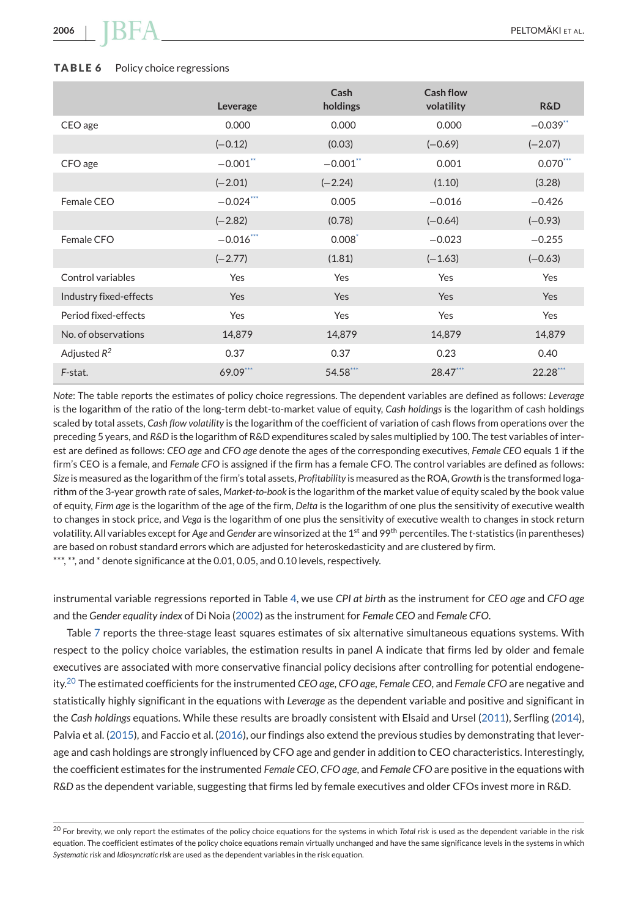**TABLE 6** Policy choice regressions

| | Leverage | Cash holdings | Cash flow volatility | R&D |
|---|---|---|---|---|
| CEO age | 0.000 | 0.000 | 0.000 | −0.039** |
| | (−0.12) | (0.03) | (−0.69) | (−2.07) |
| CFO age | −0.001** | −0.001** | 0.001 | 0.070*** |
| | (−2.01) | (−2.24) | (1.10) | (3.28) |
| Female CEO | −0.024*** | 0.005 | −0.016 | −0.426 |
| | (−2.82) | (0.78) | (−0.64) | (−0.93) |
| Female CFO | −0.016*** | 0.008* | −0.023 | −0.255 |
| | (−2.77) | (1.81) | (−1.63) | (−0.63) |
| Control variables | Yes | Yes | Yes | Yes |
| Industry fixed-effects | Yes | Yes | Yes | Yes |
| Period fixed-effects | Yes | Yes | Yes | Yes |
| No. of observations | 14,879 | 14,879 | 14,879 | 14,879 |
| Adjusted $R^2$ | 0.37 | 0.37 | 0.23 | 0.40 |
| *F*-stat. | 69.09*** | 54.58*** | 28.47*** | 22.28*** |

*Note*: The table reports the estimates of policy choice regressions. The dependent variables are defined as follows: *Leverage* is the logarithm of the ratio of the long-term debt-to-market value of equity, *Cash holdings* is the logarithm of cash holdings scaled by total assets, *Cash flow volatility* is the logarithm of the coefficient of variation of cash flows from operations over the preceding 5 years, and *R&D* is the logarithm of R&D expenditures scaled by sales multiplied by 100. The test variables of interest are defined as follows: *CEO age* and *CFO age* denote the ages of the corresponding executives, *Female CEO* equals 1 if the firm's CEO is a female, and *Female CFO* is assigned if the firm has a female CFO. The control variables are defined as follows: *Size* is measured as the logarithm of the firm's total assets, *Profitability* is measured as the ROA, *Growth* is the transformed logarithm of the 3-year growth rate of sales, *Market-to-book* is the logarithm of the market value of equity scaled by the book value of equity, *Firm age* is the logarithm of the age of the firm, *Delta* is the logarithm of one plus the sensitivity of executive wealth to changes in stock price, and *Vega* is the logarithm of one plus the sensitivity of executive wealth to changes in stock return volatility. All variables except for *Age* and *Gender* are winsorized at the 1st and 99th percentiles. The *t*-statistics (in parentheses) are based on robust standard errors which are adjusted for heteroskedasticity and are clustered by firm.
***, **, and * denote significance at the 0.01, 0.05, and 0.10 levels, respectively.

instrumental variable regressions reported in Table 4, we use *CPI at birth* as the instrument for *CEO age* and *CFO age* and the *Gender equality index* of Di Noia (2002) as the instrument for *Female CEO* and *Female CFO*.

Table 7 reports the three-stage least squares estimates of six alternative simultaneous equations systems. With respect to the policy choice variables, the estimation results in panel A indicate that firms led by older and female executives are associated with more conservative financial policy decisions after controlling for potential endogeneity.[20] The estimated coefficients for the instrumented *CEO age*, *CFO age*, *Female CEO*, and *Female CFO* are negative and statistically highly significant in the equations with *Leverage* as the dependent variable and positive and significant in the *Cash holdings* equations. While these results are broadly consistent with Elsaid and Ursel (2011), Serfling (2014), Palvia et al. (2015), and Faccio et al. (2016), our findings also extend the previous studies by demonstrating that leverage and cash holdings are strongly influenced by CFO age and gender in addition to CEO characteristics. Interestingly, the coefficient estimates for the instrumented *Female CEO*, *CFO age*, and *Female CFO* are positive in the equations with *R&D* as the dependent variable, suggesting that firms led by female executives and older CFOs invest more in R&D.

[20] For brevity, we only report the estimates of the policy choice equations for the systems in which *Total risk* is used as the dependent variable in the risk equation. The coefficient estimates of the policy choice equations remain virtually unchanged and have the same significance levels in the systems in which *Systematic risk* and *Idiosyncratic risk* are used as the dependent variables in the risk equation.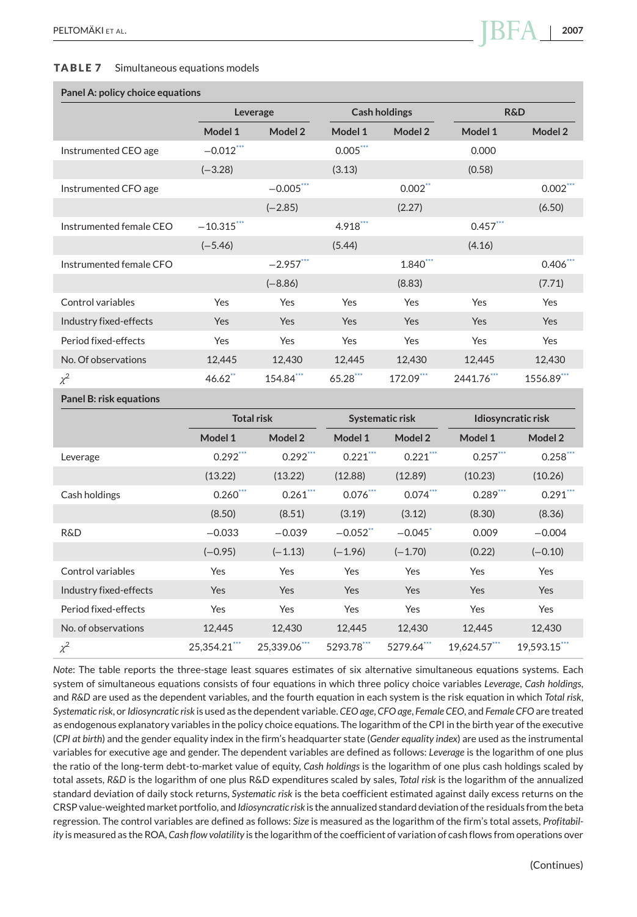**TABLE 7** Simultaneous equations models

| Panel A: policy choice equations | Leverage | | Cash holdings | | R&D | |
|---|---|---|---|---|---|---|
| | Model 1 | Model 2 | Model 1 | Model 2 | Model 1 | Model 2 |
| Instrumented CEO age | −0.012*** | | 0.005*** | | 0.000 | |
| | (−3.28) | | (3.13) | | (0.58) | |
| Instrumented CFO age | | −0.005*** | | 0.002** | | 0.002*** |
| | | (−2.85) | | (2.27) | | (6.50) |
| Instrumented female CEO | −10.315*** | | 4.918*** | | 0.457*** | |
| | (−5.46) | | (5.44) | | (4.16) | |
| Instrumented female CFO | | −2.957*** | | 1.840*** | | 0.406*** |
| | | (−8.86) | | (8.83) | | (7.71) |
| Control variables | Yes | Yes | Yes | Yes | Yes | Yes |
| Industry fixed-effects | Yes | Yes | Yes | Yes | Yes | Yes |
| Period fixed-effects | Yes | Yes | Yes | Yes | Yes | Yes |
| No. Of observations | 12,445 | 12,430 | 12,445 | 12,430 | 12,445 | 12,430 |
| $\chi^2$ | 46.62** | 154.84*** | 65.28*** | 172.09*** | 2441.76*** | 1556.89*** |
| **Panel B: risk equations** | **Total risk** | | **Systematic risk** | | **Idiosyncratic risk** | |
| | Model 1 | Model 2 | Model 1 | Model 2 | Model 1 | Model 2 |
| Leverage | 0.292*** | 0.292*** | 0.221*** | 0.221*** | 0.257*** | 0.258*** |
| | (13.22) | (13.22) | (12.88) | (12.89) | (10.23) | (10.26) |
| Cash holdings | 0.260*** | 0.261*** | 0.076*** | 0.074*** | 0.289*** | 0.291*** |
| | (8.50) | (8.51) | (3.19) | (3.12) | (8.30) | (8.36) |
| R&D | −0.033 | −0.039 | −0.052** | −0.045* | 0.009 | −0.004 |
| | (−0.95) | (−1.13) | (−1.96) | (−1.70) | (0.22) | (−0.10) |
| Control variables | Yes | Yes | Yes | Yes | Yes | Yes |
| Industry fixed-effects | Yes | Yes | Yes | Yes | Yes | Yes |
| Period fixed-effects | Yes | Yes | Yes | Yes | Yes | Yes |
| No. of observations | 12,445 | 12,430 | 12,445 | 12,430 | 12,445 | 12,430 |
| $\chi^2$ | 25,354.21*** | 25,339.06*** | 5293.78*** | 5279.64*** | 19,624.57*** | 19,593.15*** |

*Note*: The table reports the three-stage least squares estimates of six alternative simultaneous equations systems. Each system of simultaneous equations consists of four equations in which three policy choice variables *Leverage*, *Cash holdings*, and *R&D* are used as the dependent variables, and the fourth equation in each system is the risk equation in which *Total risk*, *Systematic risk*, or *Idiosyncratic risk* is used as the dependent variable. *CEO age*, *CFO age*, *Female CEO*, and *Female CFO* are treated as endogenous explanatory variables in the policy choice equations. The logarithm of the CPI in the birth year of the executive (*CPI at birth*) and the gender equality index in the firm's headquarter state (*Gender equality index*) are used as the instrumental variables for executive age and gender. The dependent variables are defined as follows: *Leverage* is the logarithm of one plus the ratio of the long-term debt-to-market value of equity, *Cash holdings* is the logarithm of one plus cash holdings scaled by total assets, *R&D* is the logarithm of one plus R&D expenditures scaled by sales, *Total risk* is the logarithm of the annualized standard deviation of daily stock returns, *Systematic risk* is the beta coefficient estimated against daily excess returns on the CRSP value-weighted market portfolio, and *Idiosyncratic risk* is the annualized standard deviation of the residuals from the beta regression. The control variables are defined as follows: *Size* is measured as the logarithm of the firm's total assets, *Profitability* is measured as the ROA, *Cash flow volatility* is the logarithm of the coefficient of variation of cash flows from operations over

(Continues)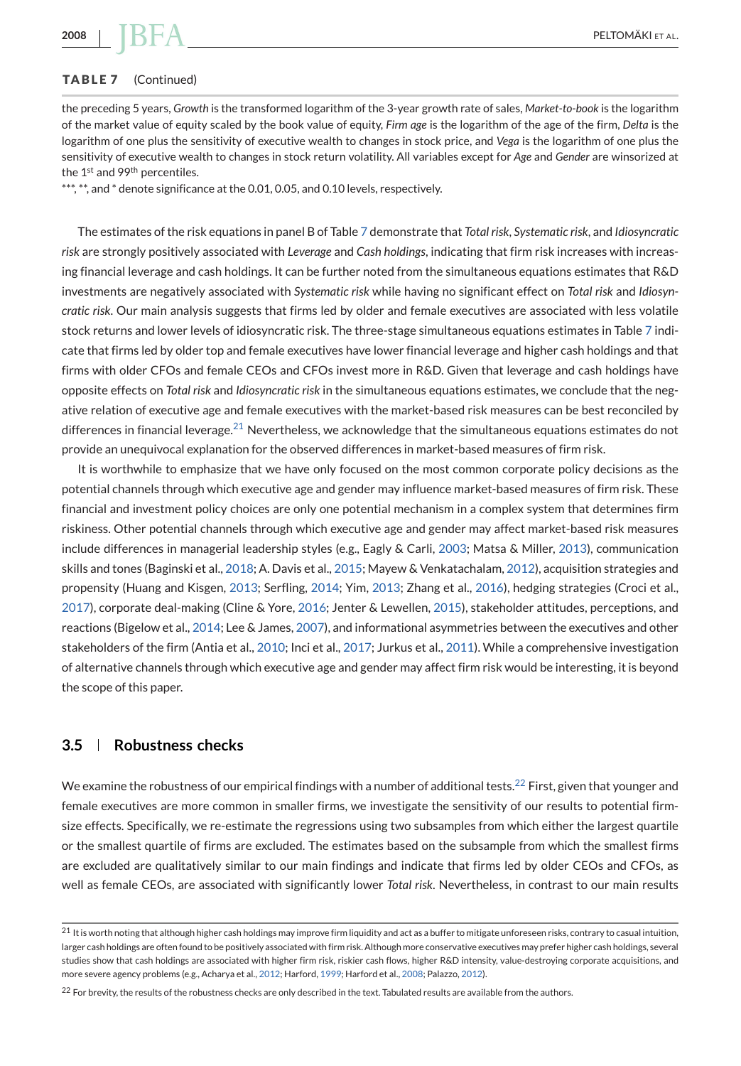**TABLE 7** (Continued)

the preceding 5 years, *Growth* is the transformed logarithm of the 3-year growth rate of sales, *Market-to-book* is the logarithm of the market value of equity scaled by the book value of equity, *Firm age* is the logarithm of the age of the firm, *Delta* is the logarithm of one plus the sensitivity of executive wealth to changes in stock price, and *Vega* is the logarithm of one plus the sensitivity of executive wealth to changes in stock return volatility. All variables except for *Age* and *Gender* are winsorized at the 1st and 99th percentiles.

***, **, and * denote significance at the 0.01, 0.05, and 0.10 levels, respectively.

The estimates of the risk equations in panel B of Table 7 demonstrate that *Total risk*, *Systematic risk*, and *Idiosyncratic risk* are strongly positively associated with *Leverage* and *Cash holdings*, indicating that firm risk increases with increasing financial leverage and cash holdings. It can be further noted from the simultaneous equations estimates that R&D investments are negatively associated with *Systematic risk* while having no significant effect on *Total risk* and *Idiosyncratic risk*. Our main analysis suggests that firms led by older and female executives are associated with less volatile stock returns and lower levels of idiosyncratic risk. The three-stage simultaneous equations estimates in Table 7 indicate that firms led by older top and female executives have lower financial leverage and higher cash holdings and that firms with older CFOs and female CEOs and CFOs invest more in R&D. Given that leverage and cash holdings have opposite effects on *Total risk* and *Idiosyncratic risk* in the simultaneous equations estimates, we conclude that the negative relation of executive age and female executives with the market-based risk measures can be best reconciled by differences in financial leverage.[21] Nevertheless, we acknowledge that the simultaneous equations estimates do not provide an unequivocal explanation for the observed differences in market-based measures of firm risk.

It is worthwhile to emphasize that we have only focused on the most common corporate policy decisions as the potential channels through which executive age and gender may influence market-based measures of firm risk. These financial and investment policy choices are only one potential mechanism in a complex system that determines firm riskiness. Other potential channels through which executive age and gender may affect market-based risk measures include differences in managerial leadership styles (e.g., Eagly & Carli, 2003; Matsa & Miller, 2013), communication skills and tones (Baginski et al., 2018; A. Davis et al., 2015; Mayew & Venkatachalam, 2012), acquisition strategies and propensity (Huang and Kisgen, 2013; Serfling, 2014; Yim, 2013; Zhang et al., 2016), hedging strategies (Croci et al., 2017), corporate deal-making (Cline & Yore, 2016; Jenter & Lewellen, 2015), stakeholder attitudes, perceptions, and reactions (Bigelow et al., 2014; Lee & James, 2007), and informational asymmetries between the executives and other stakeholders of the firm (Antia et al., 2010; Inci et al., 2017; Jurkus et al., 2011). While a comprehensive investigation of alternative channels through which executive age and gender may affect firm risk would be interesting, it is beyond the scope of this paper.

## 3.5 | Robustness checks

We examine the robustness of our empirical findings with a number of additional tests.[22] First, given that younger and female executives are more common in smaller firms, we investigate the sensitivity of our results to potential firm-size effects. Specifically, we re-estimate the regressions using two subsamples from which either the largest quartile or the smallest quartile of firms are excluded. The estimates based on the subsample from which the smallest firms are excluded are qualitatively similar to our main findings and indicate that firms led by older CEOs and CFOs, as well as female CEOs, are associated with significantly lower *Total risk*. Nevertheless, in contrast to our main results

[21] It is worth noting that although higher cash holdings may improve firm liquidity and act as a buffer to mitigate unforeseen risks, contrary to casual intuition, larger cash holdings are often found to be positively associated with firm risk. Although more conservative executives may prefer higher cash holdings, several studies show that cash holdings are associated with higher firm risk, riskier cash flows, higher R&D intensity, value-destroying corporate acquisitions, and more severe agency problems (e.g., Acharya et al., 2012; Harford, 1999; Harford et al., 2008; Palazzo, 2012).

[22] For brevity, the results of the robustness checks are only described in the text. Tabulated results are available from the authors.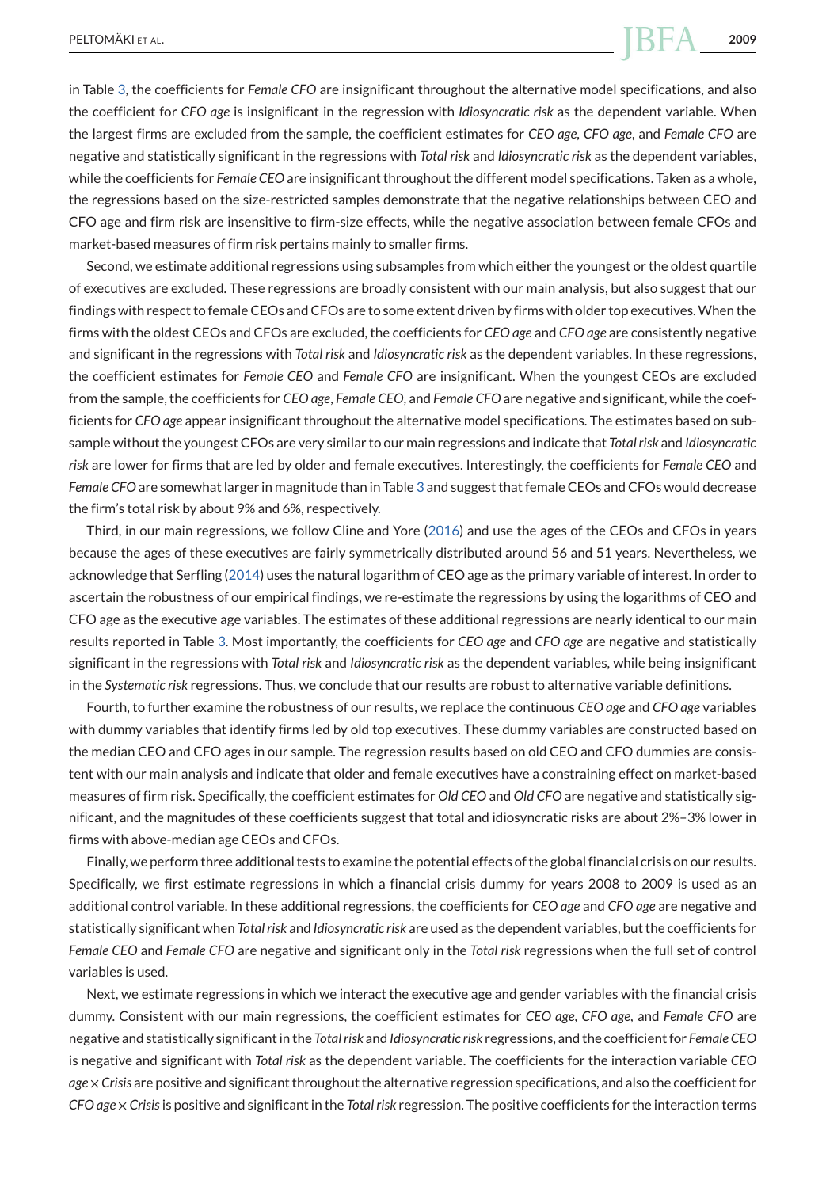in Table 3, the coefficients for *Female CFO* are insignificant throughout the alternative model specifications, and also the coefficient for *CFO age* is insignificant in the regression with *Idiosyncratic risk* as the dependent variable. When the largest firms are excluded from the sample, the coefficient estimates for *CEO age*, *CFO age*, and *Female CFO* are negative and statistically significant in the regressions with *Total risk* and *Idiosyncratic risk* as the dependent variables, while the coefficients for *Female CEO* are insignificant throughout the different model specifications. Taken as a whole, the regressions based on the size-restricted samples demonstrate that the negative relationships between CEO and CFO age and firm risk are insensitive to firm-size effects, while the negative association between female CFOs and market-based measures of firm risk pertains mainly to smaller firms.

Second, we estimate additional regressions using subsamples from which either the youngest or the oldest quartile of executives are excluded. These regressions are broadly consistent with our main analysis, but also suggest that our findings with respect to female CEOs and CFOs are to some extent driven by firms with older top executives. When the firms with the oldest CEOs and CFOs are excluded, the coefficients for *CEO age* and *CFO age* are consistently negative and significant in the regressions with *Total risk* and *Idiosyncratic risk* as the dependent variables. In these regressions, the coefficient estimates for *Female CEO* and *Female CFO* are insignificant. When the youngest CEOs are excluded from the sample, the coefficients for *CEO age*, *Female CEO*, and *Female CFO* are negative and significant, while the coefficients for *CFO age* appear insignificant throughout the alternative model specifications. The estimates based on subsample without the youngest CFOs are very similar to our main regressions and indicate that *Total risk* and *Idiosyncratic risk* are lower for firms that are led by older and female executives. Interestingly, the coefficients for *Female CEO* and *Female CFO* are somewhat larger in magnitude than in Table 3 and suggest that female CEOs and CFOs would decrease the firm's total risk by about 9% and 6%, respectively.

Third, in our main regressions, we follow Cline and Yore (2016) and use the ages of the CEOs and CFOs in years because the ages of these executives are fairly symmetrically distributed around 56 and 51 years. Nevertheless, we acknowledge that Serfling (2014) uses the natural logarithm of CEO age as the primary variable of interest. In order to ascertain the robustness of our empirical findings, we re-estimate the regressions by using the logarithms of CEO and CFO age as the executive age variables. The estimates of these additional regressions are nearly identical to our main results reported in Table 3. Most importantly, the coefficients for *CEO age* and *CFO age* are negative and statistically significant in the regressions with *Total risk* and *Idiosyncratic risk* as the dependent variables, while being insignificant in the *Systematic risk* regressions. Thus, we conclude that our results are robust to alternative variable definitions.

Fourth, to further examine the robustness of our results, we replace the continuous *CEO age* and *CFO age* variables with dummy variables that identify firms led by old top executives. These dummy variables are constructed based on the median CEO and CFO ages in our sample. The regression results based on old CEO and CFO dummies are consistent with our main analysis and indicate that older and female executives have a constraining effect on market-based measures of firm risk. Specifically, the coefficient estimates for *Old CEO* and *Old CFO* are negative and statistically significant, and the magnitudes of these coefficients suggest that total and idiosyncratic risks are about 2%–3% lower in firms with above-median age CEOs and CFOs.

Finally, we perform three additional tests to examine the potential effects of the global financial crisis on our results. Specifically, we first estimate regressions in which a financial crisis dummy for years 2008 to 2009 is used as an additional control variable. In these additional regressions, the coefficients for *CEO age* and *CFO age* are negative and statistically significant when *Total risk* and *Idiosyncratic risk* are used as the dependent variables, but the coefficients for *Female CEO* and *Female CFO* are negative and significant only in the *Total risk* regressions when the full set of control variables is used.

Next, we estimate regressions in which we interact the executive age and gender variables with the financial crisis dummy. Consistent with our main regressions, the coefficient estimates for *CEO age*, *CFO age*, and *Female CFO* are negative and statistically significant in the *Total risk* and *Idiosyncratic risk* regressions, and the coefficient for *Female CEO* is negative and significant with *Total risk* as the dependent variable. The coefficients for the interaction variable *CEO age* × *Crisis* are positive and significant throughout the alternative regression specifications, and also the coefficient for *CFO age* × *Crisis* is positive and significant in the *Total risk* regression. The positive coefficients for the interaction terms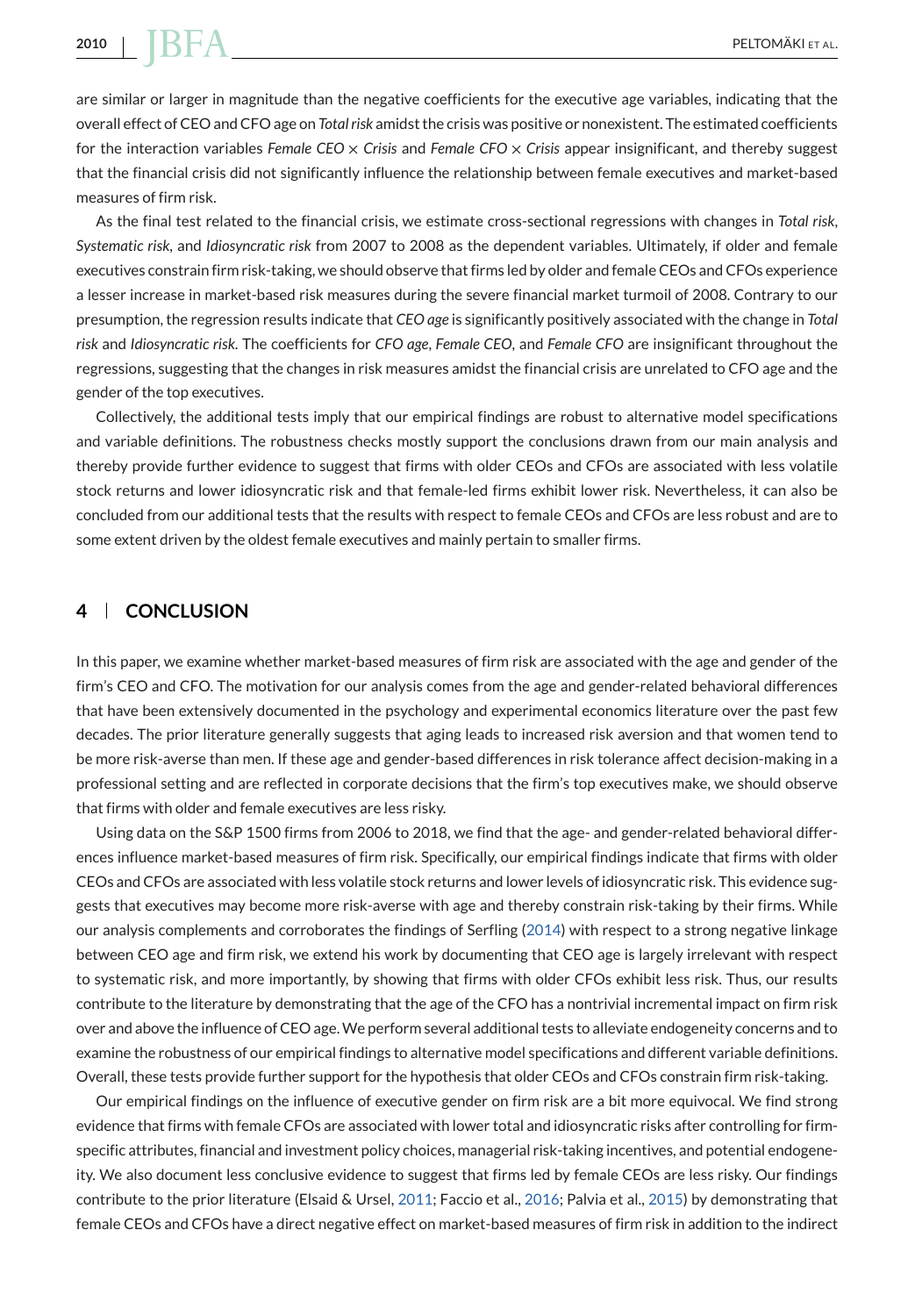are similar or larger in magnitude than the negative coefficients for the executive age variables, indicating that the overall effect of CEO and CFO age on *Total risk* amidst the crisis was positive or nonexistent. The estimated coefficients for the interaction variables *Female CEO* × *Crisis* and *Female CFO* × *Crisis* appear insignificant, and thereby suggest that the financial crisis did not significantly influence the relationship between female executives and market-based measures of firm risk.

As the final test related to the financial crisis, we estimate cross-sectional regressions with changes in *Total risk*, *Systematic risk*, and *Idiosyncratic risk* from 2007 to 2008 as the dependent variables. Ultimately, if older and female executives constrain firm risk-taking, we should observe that firms led by older and female CEOs and CFOs experience a lesser increase in market-based risk measures during the severe financial market turmoil of 2008. Contrary to our presumption, the regression results indicate that *CEO age* is significantly positively associated with the change in *Total risk* and *Idiosyncratic risk*. The coefficients for *CFO age*, *Female CEO*, and *Female CFO* are insignificant throughout the regressions, suggesting that the changes in risk measures amidst the financial crisis are unrelated to CFO age and the gender of the top executives.

Collectively, the additional tests imply that our empirical findings are robust to alternative model specifications and variable definitions. The robustness checks mostly support the conclusions drawn from our main analysis and thereby provide further evidence to suggest that firms with older CEOs and CFOs are associated with less volatile stock returns and lower idiosyncratic risk and that female-led firms exhibit lower risk. Nevertheless, it can also be concluded from our additional tests that the results with respect to female CEOs and CFOs are less robust and are to some extent driven by the oldest female executives and mainly pertain to smaller firms.

## 4 | CONCLUSION

In this paper, we examine whether market-based measures of firm risk are associated with the age and gender of the firm's CEO and CFO. The motivation for our analysis comes from the age and gender-related behavioral differences that have been extensively documented in the psychology and experimental economics literature over the past few decades. The prior literature generally suggests that aging leads to increased risk aversion and that women tend to be more risk-averse than men. If these age and gender-based differences in risk tolerance affect decision-making in a professional setting and are reflected in corporate decisions that the firm's top executives make, we should observe that firms with older and female executives are less risky.

Using data on the S&P 1500 firms from 2006 to 2018, we find that the age- and gender-related behavioral differences influence market-based measures of firm risk. Specifically, our empirical findings indicate that firms with older CEOs and CFOs are associated with less volatile stock returns and lower levels of idiosyncratic risk. This evidence suggests that executives may become more risk-averse with age and thereby constrain risk-taking by their firms. While our analysis complements and corroborates the findings of Serfling (2014) with respect to a strong negative linkage between CEO age and firm risk, we extend his work by documenting that CEO age is largely irrelevant with respect to systematic risk, and more importantly, by showing that firms with older CFOs exhibit less risk. Thus, our results contribute to the literature by demonstrating that the age of the CFO has a nontrivial incremental impact on firm risk over and above the influence of CEO age. We perform several additional tests to alleviate endogeneity concerns and to examine the robustness of our empirical findings to alternative model specifications and different variable definitions. Overall, these tests provide further support for the hypothesis that older CEOs and CFOs constrain firm risk-taking.

Our empirical findings on the influence of executive gender on firm risk are a bit more equivocal. We find strong evidence that firms with female CFOs are associated with lower total and idiosyncratic risks after controlling for firm-specific attributes, financial and investment policy choices, managerial risk-taking incentives, and potential endogeneity. We also document less conclusive evidence to suggest that firms led by female CEOs are less risky. Our findings contribute to the prior literature (Elsaid & Ursel, 2011; Faccio et al., 2016; Palvia et al., 2015) by demonstrating that female CEOs and CFOs have a direct negative effect on market-based measures of firm risk in addition to the indirect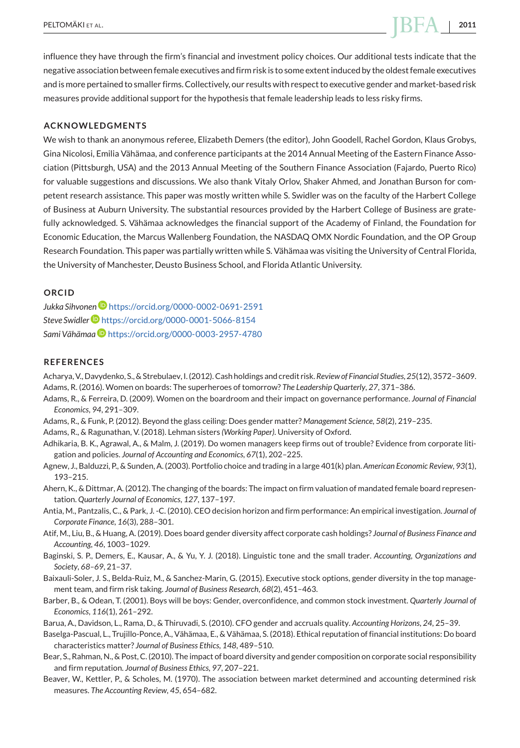influence they have through the firm's financial and investment policy choices. Our additional tests indicate that the negative association between female executives and firm risk is to some extent induced by the oldest female executives and is more pertained to smaller firms. Collectively, our results with respect to executive gender and market-based risk measures provide additional support for the hypothesis that female leadership leads to less risky firms.

## ACKNOWLEDGMENTS

We wish to thank an anonymous referee, Elizabeth Demers (the editor), John Goodell, Rachel Gordon, Klaus Grobys, Gina Nicolosi, Emilia Vähämaa, and conference participants at the 2014 Annual Meeting of the Eastern Finance Association (Pittsburgh, USA) and the 2013 Annual Meeting of the Southern Finance Association (Fajardo, Puerto Rico) for valuable suggestions and discussions. We also thank Vitaly Orlov, Shaker Ahmed, and Jonathan Burson for competent research assistance. This paper was mostly written while S. Swidler was on the faculty of the Harbert College of Business at Auburn University. The substantial resources provided by the Harbert College of Business are gratefully acknowledged. S. Vähämaa acknowledges the financial support of the Academy of Finland, the Foundation for Economic Education, the Marcus Wallenberg Foundation, the NASDAQ OMX Nordic Foundation, and the OP Group Research Foundation. This paper was partially written while S. Vähämaa was visiting the University of Central Florida, the University of Manchester, Deusto Business School, and Florida Atlantic University.

## ORCID

*Jukka Sihvonen* https://orcid.org/0000-0002-0691-2591
*Steve Swidler* https://orcid.org/0000-0001-5066-8154
*Sami Vähämaa* https://orcid.org/0000-0003-2957-4780

## REFERENCES

Acharya, V., Davydenko, S., & Strebulaev, I. (2012). Cash holdings and credit risk. *Review of Financial Studies*, *25*(12), 3572–3609.

Adams, R. (2016). Women on boards: The superheroes of tomorrow? *The Leadership Quarterly*, *27*, 371–386.

Adams, R., & Ferreira, D. (2009). Women on the boardroom and their impact on governance performance. *Journal of Financial Economics*, *94*, 291–309.

Adams, R., & Funk, P. (2012). Beyond the glass ceiling: Does gender matter? *Management Science*, *58*(2), 219–235.

Adams, R., & Ragunathan, V. (2018). Lehman sisters *(Working Paper)*. University of Oxford.

Adhikaria, B. K., Agrawal, A., & Malm, J. (2019). Do women managers keep firms out of trouble? Evidence from corporate litigation and policies. *Journal of Accounting and Economics*, *67*(1), 202–225.

Agnew, J., Balduzzi, P., & Sunden, A. (2003). Portfolio choice and trading in a large 401(k) plan. *American Economic Review*, *93*(1), 193–215.

Ahern, K., & Dittmar, A. (2012). The changing of the boards: The impact on firm valuation of mandated female board representation. *Quarterly Journal of Economics*, *127*, 137–197.

Antia, M., Pantzalis, C., & Park, J. -C. (2010). CEO decision horizon and firm performance: An empirical investigation. *Journal of Corporate Finance*, *16*(3), 288–301.

Atif, M., Liu, B., & Huang, A. (2019). Does board gender diversity affect corporate cash holdings? *Journal of Business Finance and Accounting*, *46*, 1003–1029.

Baginski, S. P., Demers, E., Kausar, A., & Yu, Y. J. (2018). Linguistic tone and the small trader. *Accounting, Organizations and Society*, *68–69*, 21–37.

Baixauli-Soler, J. S., Belda-Ruiz, M., & Sanchez-Marin, G. (2015). Executive stock options, gender diversity in the top management team, and firm risk taking. *Journal of Business Research*, *68*(2), 451–463.

Barber, B., & Odean, T. (2001). Boys will be boys: Gender, overconfidence, and common stock investment. *Quarterly Journal of Economics*, *116*(1), 261–292.

Barua, A., Davidson, L., Rama, D., & Thiruvadi, S. (2010). CFO gender and accruals quality. *Accounting Horizons*, *24*, 25–39.

Baselga-Pascual, L., Trujillo-Ponce, A., Vähämaa, E., & Vähämaa, S. (2018). Ethical reputation of financial institutions: Do board characteristics matter? *Journal of Business Ethics*, *148*, 489–510.

Bear, S., Rahman, N., & Post, C. (2010). The impact of board diversity and gender composition on corporate social responsibility and firm reputation. *Journal of Business Ethics*, *97*, 207–221.

Beaver, W., Kettler, P., & Scholes, M. (1970). The association between market determined and accounting determined risk measures. *The Accounting Review*, *45*, 654–682.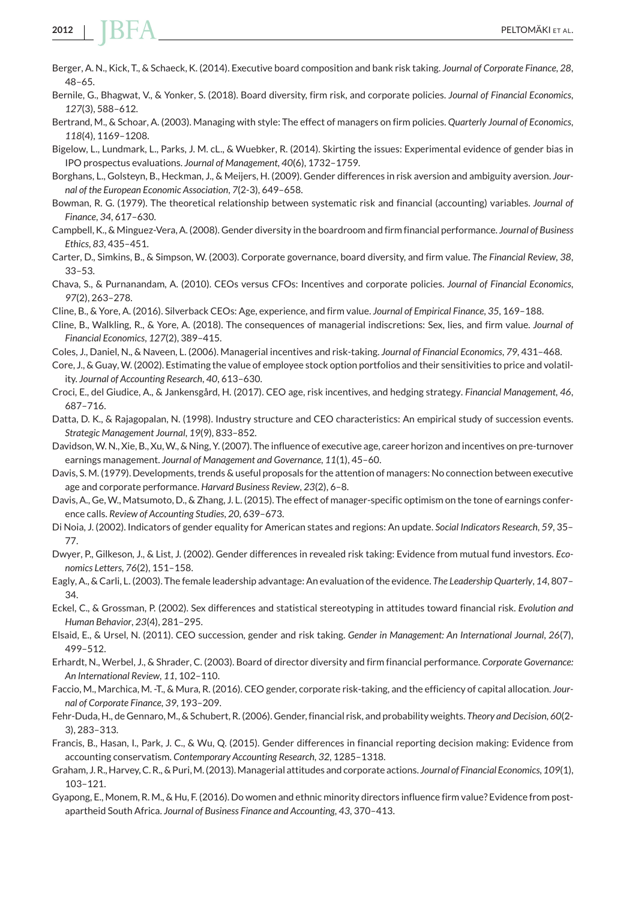Berger, A. N., Kick, T., & Schaeck, K. (2014). Executive board composition and bank risk taking. *Journal of Corporate Finance*, *28*, 48–65.

Bernile, G., Bhagwat, V., & Yonker, S. (2018). Board diversity, firm risk, and corporate policies. *Journal of Financial Economics*, *127*(3), 588–612.

Bertrand, M., & Schoar, A. (2003). Managing with style: The effect of managers on firm policies. *Quarterly Journal of Economics*, *118*(4), 1169–1208.

Bigelow, L., Lundmark, L., Parks, J. M. cL., & Wuebker, R. (2014). Skirting the issues: Experimental evidence of gender bias in IPO prospectus evaluations. *Journal of Management*, *40*(6), 1732–1759.

Borghans, L., Golsteyn, B., Heckman, J., & Meijers, H. (2009). Gender differences in risk aversion and ambiguity aversion. *Journal of the European Economic Association*, *7*(2-3), 649–658.

Bowman, R. G. (1979). The theoretical relationship between systematic risk and financial (accounting) variables. *Journal of Finance*, *34*, 617–630.

Campbell, K., & Minguez-Vera, A. (2008). Gender diversity in the boardroom and firm financial performance. *Journal of Business Ethics*, *83*, 435–451.

Carter, D., Simkins, B., & Simpson, W. (2003). Corporate governance, board diversity, and firm value. *The Financial Review*, *38*, 33–53.

Chava, S., & Purnanandam, A. (2010). CEOs versus CFOs: Incentives and corporate policies. *Journal of Financial Economics*, *97*(2), 263–278.

Cline, B., & Yore, A. (2016). Silverback CEOs: Age, experience, and firm value. *Journal of Empirical Finance*, *35*, 169–188.

Cline, B., Walkling, R., & Yore, A. (2018). The consequences of managerial indiscretions: Sex, lies, and firm value. *Journal of Financial Economics*, *127*(2), 389–415.

Coles, J., Daniel, N., & Naveen, L. (2006). Managerial incentives and risk-taking. *Journal of Financial Economics*, *79*, 431–468.

Core, J., & Guay, W. (2002). Estimating the value of employee stock option portfolios and their sensitivities to price and volatility. *Journal of Accounting Research*, *40*, 613–630.

Croci, E., del Giudice, A., & Jankensgård, H. (2017). CEO age, risk incentives, and hedging strategy. *Financial Management*, *46*, 687–716.

Datta, D. K., & Rajagopalan, N. (1998). Industry structure and CEO characteristics: An empirical study of succession events. *Strategic Management Journal*, *19*(9), 833–852.

Davidson, W. N., Xie, B., Xu, W., & Ning, Y. (2007). The influence of executive age, career horizon and incentives on pre-turnover earnings management. *Journal of Management and Governance*, *11*(1), 45–60.

Davis, S. M. (1979). Developments, trends & useful proposals for the attention of managers: No connection between executive age and corporate performance. *Harvard Business Review*, *23*(2), 6–8.

Davis, A., Ge, W., Matsumoto, D., & Zhang, J. L. (2015). The effect of manager-specific optimism on the tone of earnings conference calls. *Review of Accounting Studies*, *20*, 639–673.

Di Noia, J. (2002). Indicators of gender equality for American states and regions: An update. *Social Indicators Research*, *59*, 35–77.

Dwyer, P., Gilkeson, J., & List, J. (2002). Gender differences in revealed risk taking: Evidence from mutual fund investors. *Economics Letters*, *76*(2), 151–158.

Eagly, A., & Carli, L. (2003). The female leadership advantage: An evaluation of the evidence. *The Leadership Quarterly*, *14*, 807–34.

Eckel, C., & Grossman, P. (2002). Sex differences and statistical stereotyping in attitudes toward financial risk. *Evolution and Human Behavior*, *23*(4), 281–295.

Elsaid, E., & Ursel, N. (2011). CEO succession, gender and risk taking. *Gender in Management: An International Journal*, *26*(7), 499–512.

Erhardt, N., Werbel, J., & Shrader, C. (2003). Board of director diversity and firm financial performance. *Corporate Governance: An International Review*, *11*, 102–110.

Faccio, M., Marchica, M. -T., & Mura, R. (2016). CEO gender, corporate risk-taking, and the efficiency of capital allocation. *Journal of Corporate Finance*, *39*, 193–209.

Fehr-Duda, H., de Gennaro, M., & Schubert, R. (2006). Gender, financial risk, and probability weights. *Theory and Decision*, *60*(2-3), 283–313.

Francis, B., Hasan, I., Park, J. C., & Wu, Q. (2015). Gender differences in financial reporting decision making: Evidence from accounting conservatism. *Contemporary Accounting Research*, *32*, 1285–1318.

Graham, J. R., Harvey, C. R., & Puri, M. (2013). Managerial attitudes and corporate actions. *Journal of Financial Economics*, *109*(1), 103–121.

Gyapong, E., Monem, R. M., & Hu, F. (2016). Do women and ethnic minority directors influence firm value? Evidence from post-apartheid South Africa. *Journal of Business Finance and Accounting*, *43*, 370–413.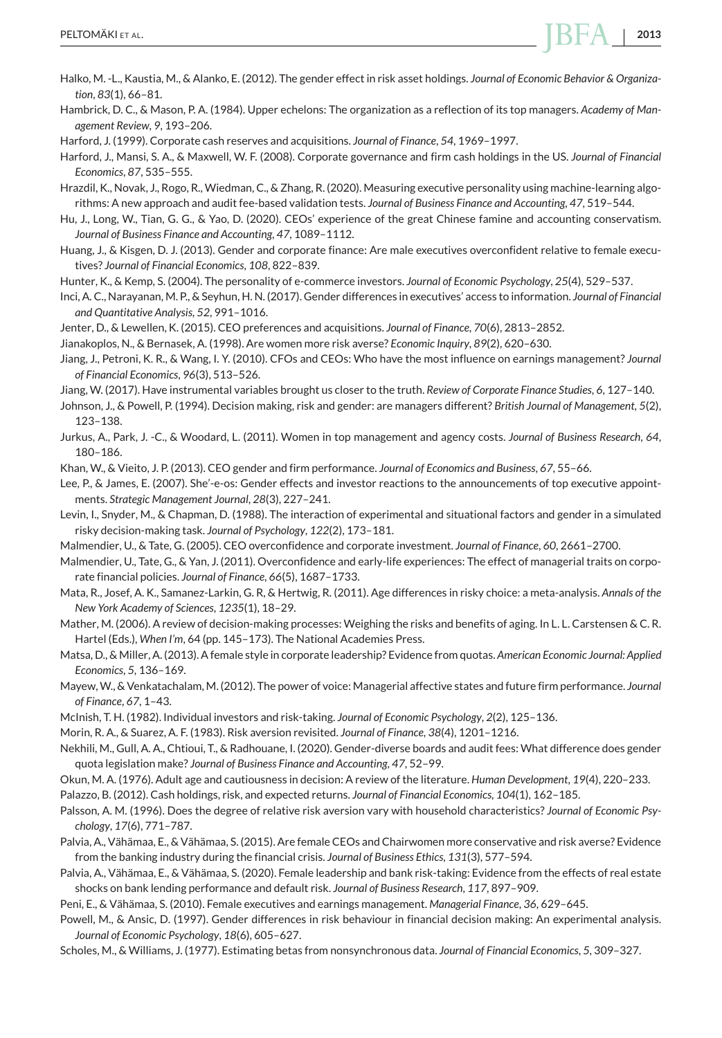Halko, M. -L., Kaustia, M., & Alanko, E. (2012). The gender effect in risk asset holdings. *Journal of Economic Behavior & Organization*, *83*(1), 66–81.

Hambrick, D. C., & Mason, P. A. (1984). Upper echelons: The organization as a reflection of its top managers. *Academy of Management Review*, *9*, 193–206.

Harford, J. (1999). Corporate cash reserves and acquisitions. *Journal of Finance*, *54*, 1969–1997.

Harford, J., Mansi, S. A., & Maxwell, W. F. (2008). Corporate governance and firm cash holdings in the US. *Journal of Financial Economics*, *87*, 535–555.

Hrazdil, K., Novak, J., Rogo, R., Wiedman, C., & Zhang, R. (2020). Measuring executive personality using machine-learning algorithms: A new approach and audit fee-based validation tests. *Journal of Business Finance and Accounting*, *47*, 519–544.

Hu, J., Long, W., Tian, G. G., & Yao, D. (2020). CEOs' experience of the great Chinese famine and accounting conservatism. *Journal of Business Finance and Accounting*, *47*, 1089–1112.

Huang, J., & Kisgen, D. J. (2013). Gender and corporate finance: Are male executives overconfident relative to female executives? *Journal of Financial Economics*, *108*, 822–839.

Hunter, K., & Kemp, S. (2004). The personality of e-commerce investors. *Journal of Economic Psychology*, *25*(4), 529–537.

Inci, A. C., Narayanan, M. P., & Seyhun, H. N. (2017). Gender differences in executives' access to information. *Journal of Financial and Quantitative Analysis*, *52*, 991–1016.

Jenter, D., & Lewellen, K. (2015). CEO preferences and acquisitions. *Journal of Finance*, *70*(6), 2813–2852.

Jianakoplos, N., & Bernasek, A. (1998). Are women more risk averse? *Economic Inquiry*, *89*(2), 620–630.

Jiang, J., Petroni, K. R., & Wang, I. Y. (2010). CFOs and CEOs: Who have the most influence on earnings management? *Journal of Financial Economics*, *96*(3), 513–526.

Jiang, W. (2017). Have instrumental variables brought us closer to the truth. *Review of Corporate Finance Studies*, *6*, 127–140.

Johnson, J., & Powell, P. (1994). Decision making, risk and gender: are managers different? *British Journal of Management*, *5*(2), 123–138.

Jurkus, A., Park, J. -C., & Woodard, L. (2011). Women in top management and agency costs. *Journal of Business Research*, *64*, 180–186.

Khan, W., & Vieito, J. P. (2013). CEO gender and firm performance. *Journal of Economics and Business*, *67*, 55–66.

Lee, P., & James, E. (2007). She'-e-os: Gender effects and investor reactions to the announcements of top executive appointments. *Strategic Management Journal*, *28*(3), 227–241.

Levin, I., Snyder, M., & Chapman, D. (1988). The interaction of experimental and situational factors and gender in a simulated risky decision-making task. *Journal of Psychology*, *122*(2), 173–181.

Malmendier, U., & Tate, G. (2005). CEO overconfidence and corporate investment. *Journal of Finance*, *60*, 2661–2700.

Malmendier, U., Tate, G., & Yan, J. (2011). Overconfidence and early-life experiences: The effect of managerial traits on corporate financial policies. *Journal of Finance*, *66*(5), 1687–1733.

Mata, R., Josef, A. K., Samanez-Larkin, G. R, & Hertwig, R. (2011). Age differences in risky choice: a meta-analysis. *Annals of the New York Academy of Sciences*, *1235*(1), 18–29.

Mather, M. (2006). A review of decision-making processes: Weighing the risks and benefits of aging. In L. L. Carstensen & C. R. Hartel (Eds.), *When I'm*, 64 (pp. 145–173). The National Academies Press.

Matsa, D., & Miller, A. (2013). A female style in corporate leadership? Evidence from quotas. *American Economic Journal: Applied Economics*, *5*, 136–169.

Mayew, W., & Venkatachalam, M. (2012). The power of voice: Managerial affective states and future firm performance. *Journal of Finance*, *67*, 1–43.

McInish, T. H. (1982). Individual investors and risk-taking. *Journal of Economic Psychology*, *2*(2), 125–136.

Morin, R. A., & Suarez, A. F. (1983). Risk aversion revisited. *Journal of Finance*, *38*(4), 1201–1216.

Nekhili, M., Gull, A. A., Chtioui, T., & Radhouane, I. (2020). Gender-diverse boards and audit fees: What difference does gender quota legislation make? *Journal of Business Finance and Accounting*, *47*, 52–99.

Okun, M. A. (1976). Adult age and cautiousness in decision: A review of the literature. *Human Development*, *19*(4), 220–233.

Palazzo, B. (2012). Cash holdings, risk, and expected returns. *Journal of Financial Economics*, *104*(1), 162–185.

Palsson, A. M. (1996). Does the degree of relative risk aversion vary with household characteristics? *Journal of Economic Psychology*, *17*(6), 771–787.

Palvia, A., Vähämaa, E., & Vähämaa, S. (2015). Are female CEOs and Chairwomen more conservative and risk averse? Evidence from the banking industry during the financial crisis. *Journal of Business Ethics*, *131*(3), 577–594.

Palvia, A., Vähämaa, E., & Vähämaa, S. (2020). Female leadership and bank risk-taking: Evidence from the effects of real estate shocks on bank lending performance and default risk. *Journal of Business Research*, *117*, 897–909.

Peni, E., & Vähämaa, S. (2010). Female executives and earnings management. *Managerial Finance*, *36*, 629–645.

Powell, M., & Ansic, D. (1997). Gender differences in risk behaviour in financial decision making: An experimental analysis. *Journal of Economic Psychology*, *18*(6), 605–627.

Scholes, M., & Williams, J. (1977). Estimating betas from nonsynchronous data. *Journal of Financial Economics*, *5*, 309–327.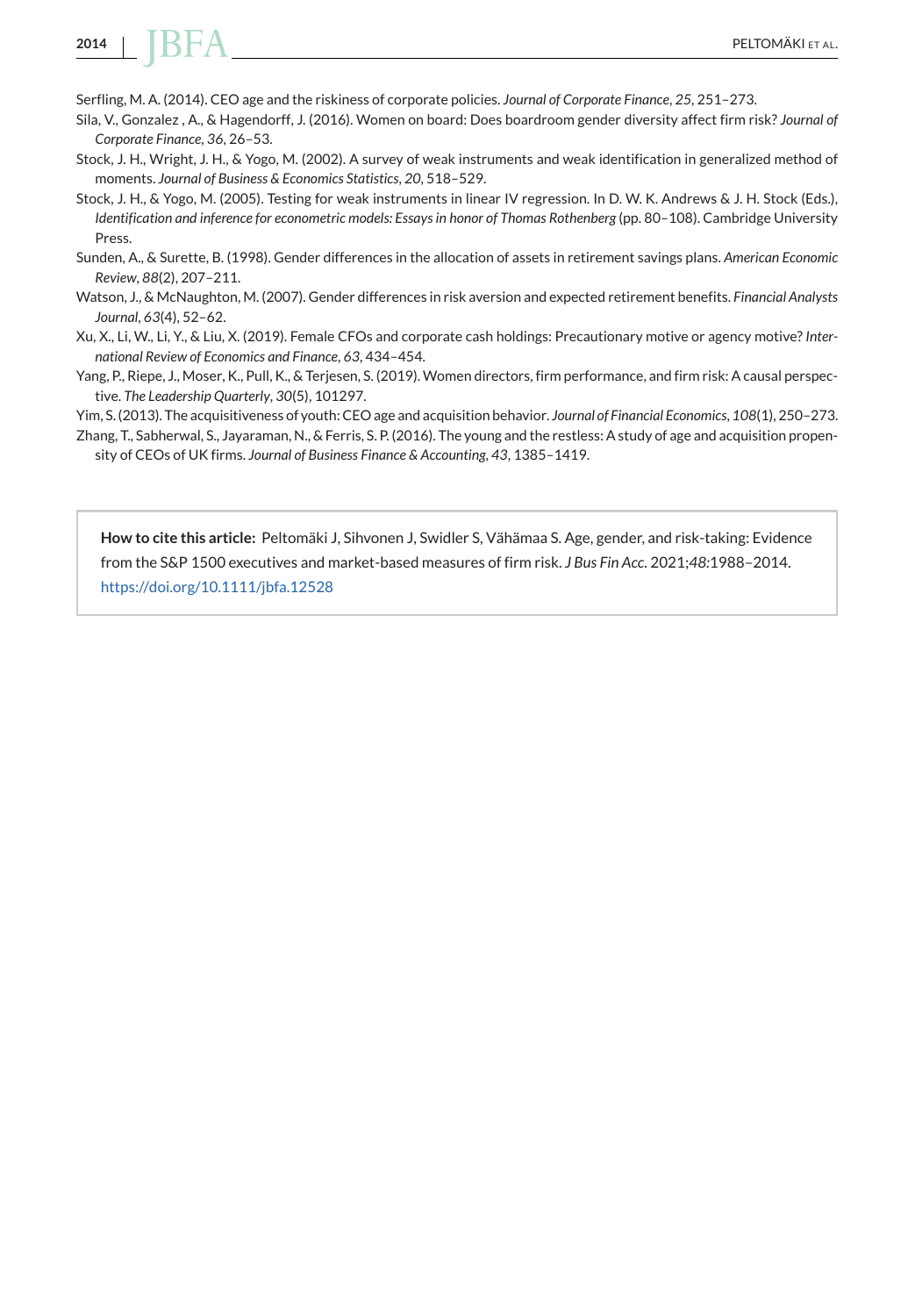Serfling, M. A. (2014). CEO age and the riskiness of corporate policies. *Journal of Corporate Finance*, *25*, 251–273.

Sila, V., Gonzalez , A., & Hagendorff, J. (2016). Women on board: Does boardroom gender diversity affect firm risk? *Journal of Corporate Finance*, *36*, 26–53.

Stock, J. H., Wright, J. H., & Yogo, M. (2002). A survey of weak instruments and weak identification in generalized method of moments. *Journal of Business & Economics Statistics*, *20*, 518–529.

Stock, J. H., & Yogo, M. (2005). Testing for weak instruments in linear IV regression. In D. W. K. Andrews & J. H. Stock (Eds.), *Identification and inference for econometric models: Essays in honor of Thomas Rothenberg* (pp. 80–108). Cambridge University Press.

Sunden, A., & Surette, B. (1998). Gender differences in the allocation of assets in retirement savings plans. *American Economic Review*, *88*(2), 207–211.

Watson, J., & McNaughton, M. (2007). Gender differences in risk aversion and expected retirement benefits. *Financial Analysts Journal*, *63*(4), 52–62.

Xu, X., Li, W., Li, Y., & Liu, X. (2019). Female CFOs and corporate cash holdings: Precautionary motive or agency motive? *International Review of Economics and Finance*, *63*, 434–454.

Yang, P., Riepe, J., Moser, K., Pull, K., & Terjesen, S. (2019). Women directors, firm performance, and firm risk: A causal perspective. *The Leadership Quarterly*, *30*(5), 101297.

Yim, S. (2013). The acquisitiveness of youth: CEO age and acquisition behavior. *Journal of Financial Economics*, *108*(1), 250–273.

Zhang, T., Sabherwal, S., Jayaraman, N., & Ferris, S. P. (2016). The young and the restless: A study of age and acquisition propensity of CEOs of UK firms. *Journal of Business Finance & Accounting*, *43*, 1385–1419.

**How to cite this article:** Peltomäki J, Sihvonen J, Swidler S, Vähämaa S. Age, gender, and risk-taking: Evidence from the S&P 1500 executives and market-based measures of firm risk. *J Bus Fin Acc*. 2021;*48*:1988–2014. https://doi.org/10.1111/jbfa.12528